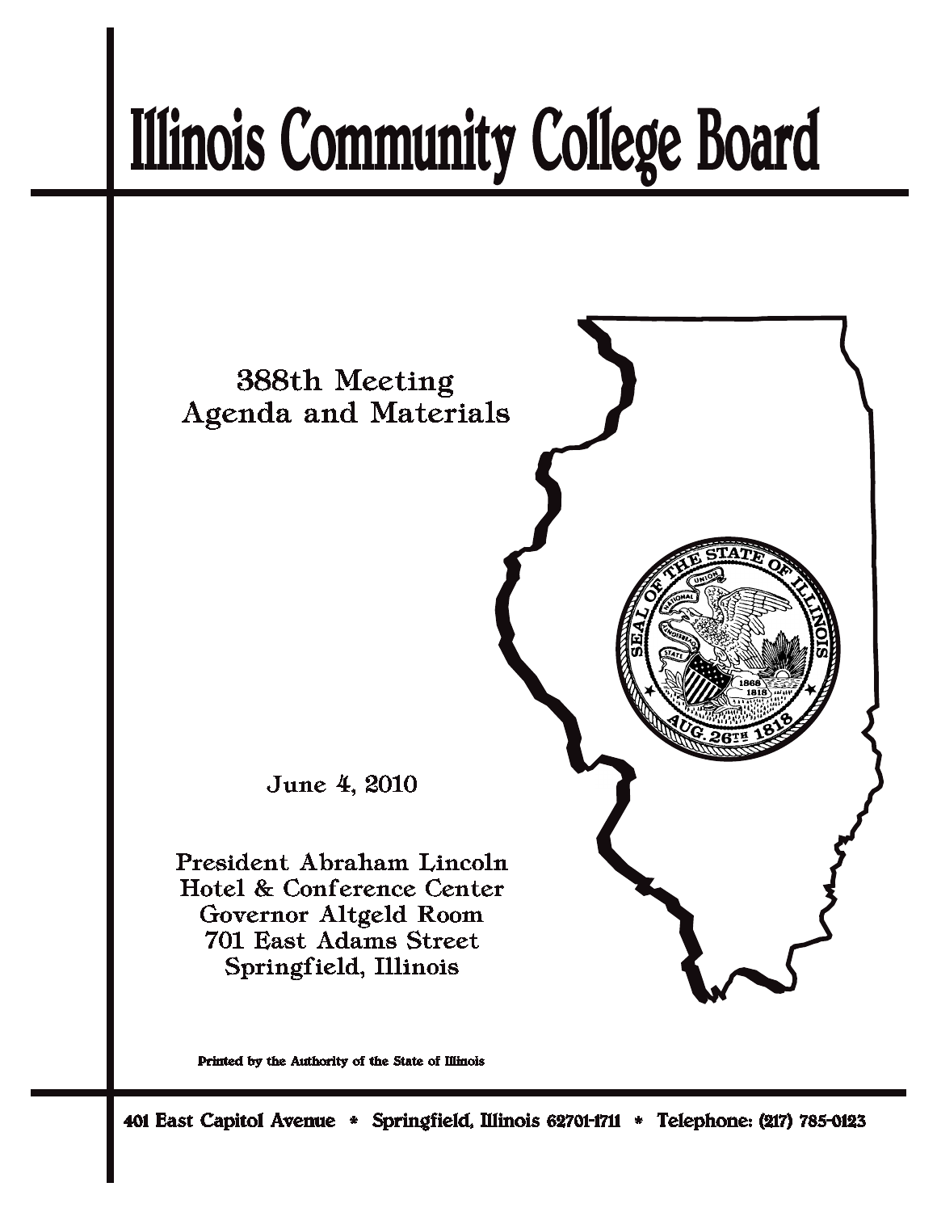# Illinois Community College Board

388th Meeting
Agenda and Materials

June 4, 2010

President Abraham Lincoln
Hotel & Conference Center
Governor Altgeld Room
701 East Adams Street
Springfield, Illinois

**Printed by the Authority of the State of Illinois**

**401 East Capitol Avenue * Springfield, Illinois 62701-1711 * Telephone: (217) 785-0123**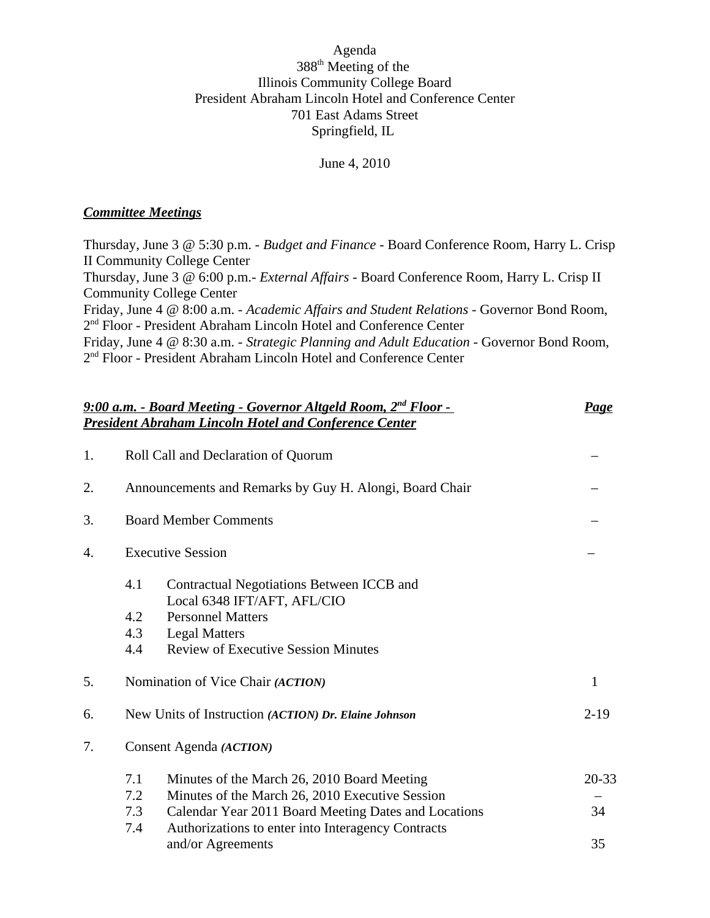Agenda
388[th] Meeting of the
Illinois Community College Board
President Abraham Lincoln Hotel and Conference Center
701 East Adams Street
Springfield, IL

June 4, 2010

***Committee Meetings***

Thursday, June 3 @ 5:30 p.m. - *Budget and Finance* - Board Conference Room, Harry L. Crisp II Community College Center
Thursday, June 3 @ 6:00 p.m.- *External Affairs* - Board Conference Room, Harry L. Crisp II Community College Center
Friday, June 4 @ 8:00 a.m. - *Academic Affairs and Student Relations* - Governor Bond Room, 2[nd] Floor - President Abraham Lincoln Hotel and Conference Center
Friday, June 4 @ 8:30 a.m. - *Strategic Planning and Adult Education* - Governor Bond Room, 2[nd] Floor - President Abraham Lincoln Hotel and Conference Center

| ***9:00 a.m. - Board Meeting - Governor Altgeld Room, 2[nd] Floor - President Abraham Lincoln Hotel and Conference Center*** | | | ***Page*** |
|---|---|---|---|
| 1. | Roll Call and Declaration of Quorum | | – |
| 2. | Announcements and Remarks by Guy H. Alongi, Board Chair | | – |
| 3. | Board Member Comments | | – |
| 4. | Executive Session | | – |
| | 4.1 | Contractual Negotiations Between ICCB and Local 6348 IFT/AFT, AFL/CIO | |
| | 4.2 | Personnel Matters | |
| | 4.3 | Legal Matters | |
| | 4.4 | Review of Executive Session Minutes | |
| 5. | Nomination of Vice Chair ***(ACTION)*** | | 1 |
| 6. | New Units of Instruction ***(ACTION) Dr. Elaine Johnson*** | | 2-19 |
| 7. | Consent Agenda ***(ACTION)*** | | |
| | 7.1 | Minutes of the March 26, 2010 Board Meeting | 20-33 |
| | 7.2 | Minutes of the March 26, 2010 Executive Session | – |
| | 7.3 | Calendar Year 2011 Board Meeting Dates and Locations | 34 |
| | 7.4 | Authorizations to enter into Interagency Contracts and/or Agreements | 35 |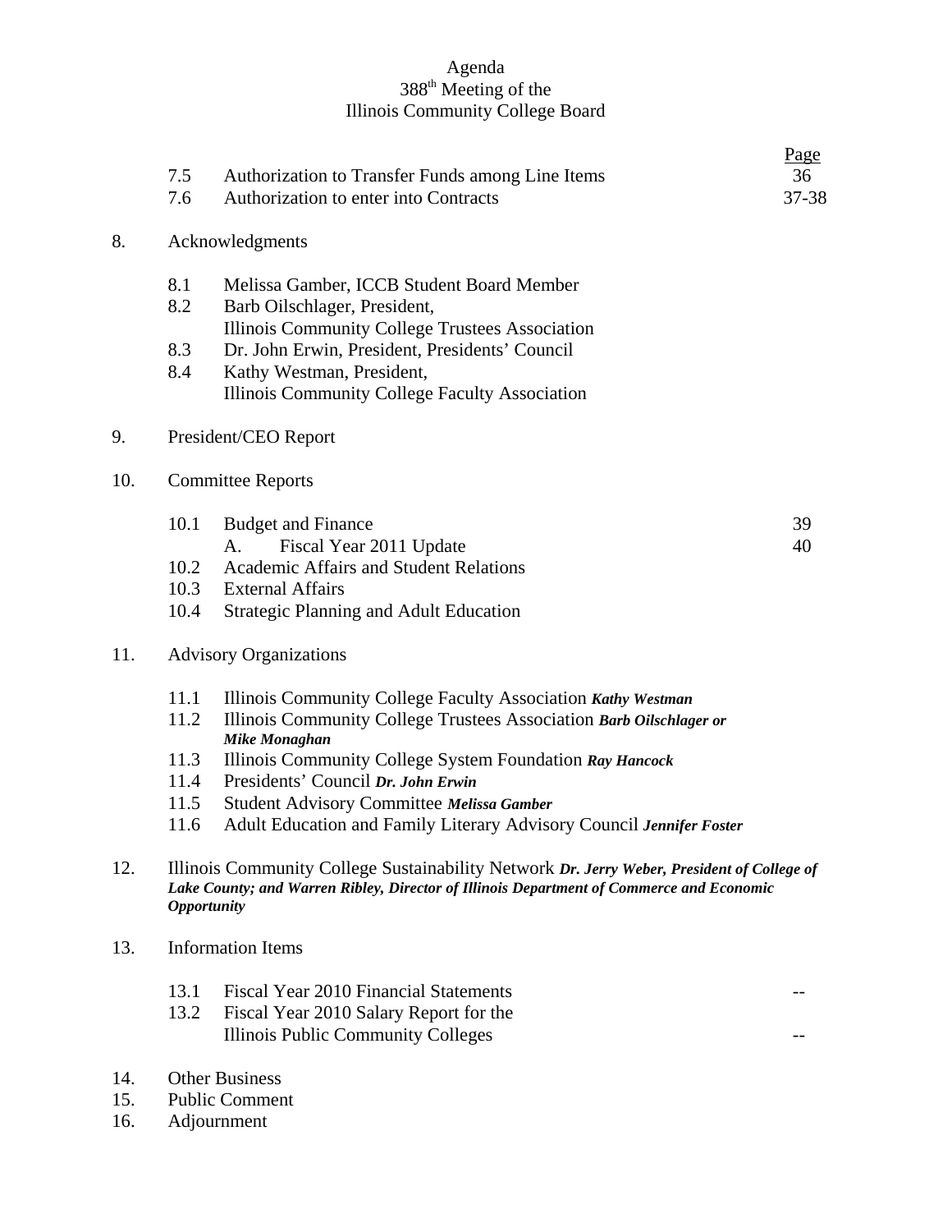Agenda
388th Meeting of the
Illinois Community College Board

| | | Page |
|---|---|---|
| 7.5 | Authorization to Transfer Funds among Line Items | 36 |
| 7.6 | Authorization to enter into Contracts | 37-38 |

8. Acknowledgments

    8.1 Melissa Gamber, ICCB Student Board Member
    8.2 Barb Oilschlager, President, Illinois Community College Trustees Association
    8.3 Dr. John Erwin, President, Presidents' Council
    8.4 Kathy Westman, President, Illinois Community College Faculty Association

9. President/CEO Report

10. Committee Reports

| | | Page |
|---|---|---|
| 10.1 | Budget and Finance | 39 |
| | A. Fiscal Year 2011 Update | 40 |
| 10.2 | Academic Affairs and Student Relations | |
| 10.3 | External Affairs | |
| 10.4 | Strategic Planning and Adult Education | |

11. Advisory Organizations

    11.1 Illinois Community College Faculty Association ***Kathy Westman***
    11.2 Illinois Community College Trustees Association ***Barb Oilschlager or Mike Monaghan***
    11.3 Illinois Community College System Foundation ***Ray Hancock***
    11.4 Presidents' Council ***Dr. John Erwin***
    11.5 Student Advisory Committee ***Melissa Gamber***
    11.6 Adult Education and Family Literary Advisory Council ***Jennifer Foster***

12. Illinois Community College Sustainability Network ***Dr. Jerry Weber, President of College of Lake County; and Warren Ribley, Director of Illinois Department of Commerce and Economic Opportunity***

13. Information Items

| | | |
|---|---|---|
| 13.1 | Fiscal Year 2010 Financial Statements | -- |
| 13.2 | Fiscal Year 2010 Salary Report for the Illinois Public Community Colleges | -- |

14. Other Business
15. Public Comment
16. Adjournment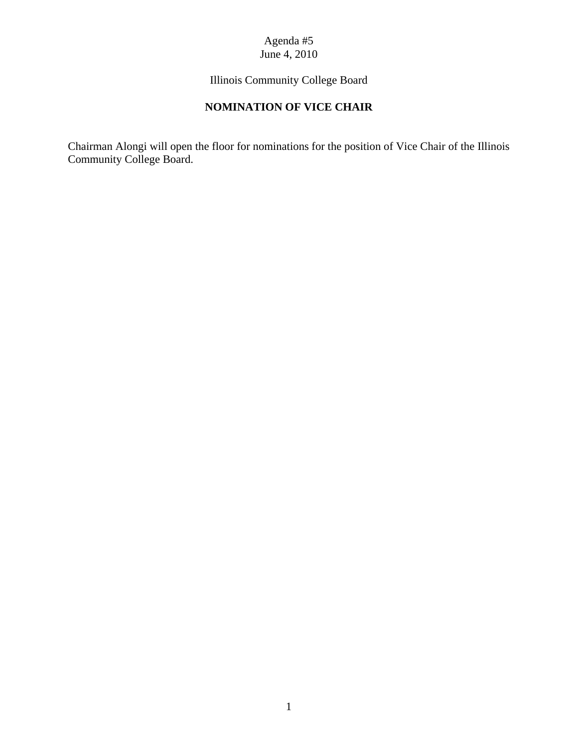Agenda #5
June 4, 2010

Illinois Community College Board

**NOMINATION OF VICE CHAIR**

Chairman Alongi will open the floor for nominations for the position of Vice Chair of the Illinois Community College Board.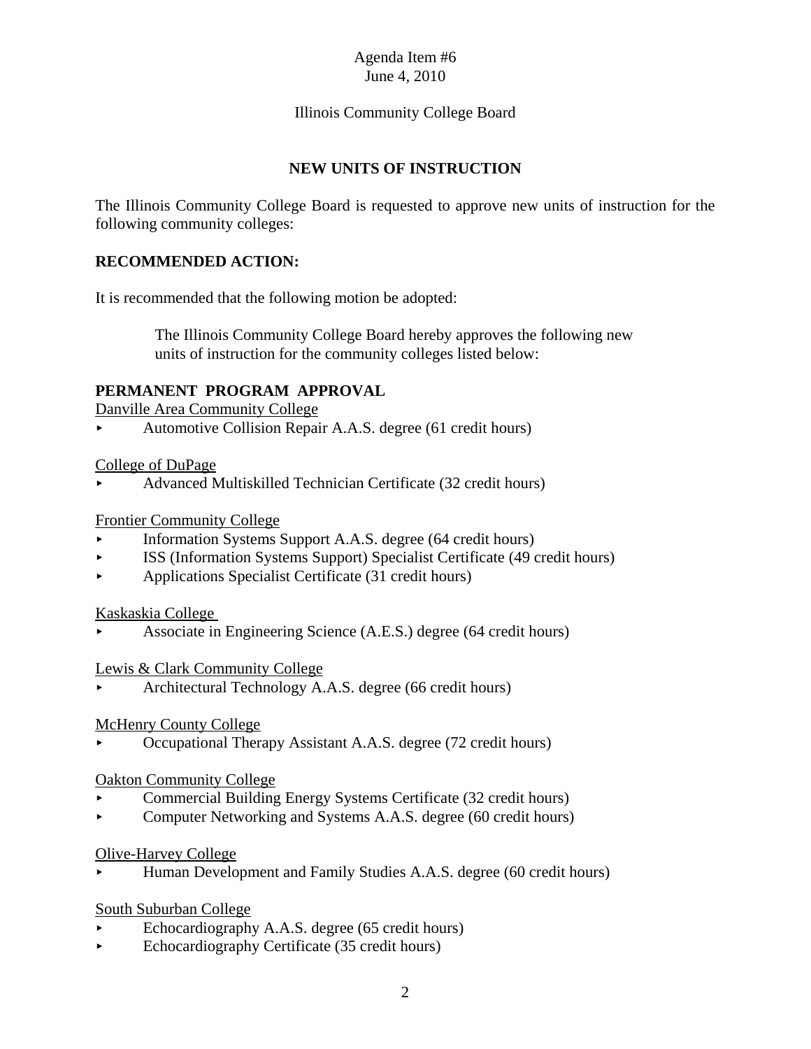Agenda Item #6
June 4, 2010

Illinois Community College Board

## NEW UNITS OF INSTRUCTION

The Illinois Community College Board is requested to approve new units of instruction for the following community colleges:

**RECOMMENDED ACTION:**

It is recommended that the following motion be adopted:

> The Illinois Community College Board hereby approves the following new units of instruction for the community colleges listed below:

**PERMANENT PROGRAM APPROVAL**

Danville Area Community College

- Automotive Collision Repair A.A.S. degree (61 credit hours)

College of DuPage

- Advanced Multiskilled Technician Certificate (32 credit hours)

Frontier Community College

- Information Systems Support A.A.S. degree (64 credit hours)
- ISS (Information Systems Support) Specialist Certificate (49 credit hours)
- Applications Specialist Certificate (31 credit hours)

Kaskaskia College

- Associate in Engineering Science (A.E.S.) degree (64 credit hours)

Lewis & Clark Community College

- Architectural Technology A.A.S. degree (66 credit hours)

McHenry County College

- Occupational Therapy Assistant A.A.S. degree (72 credit hours)

Oakton Community College

- Commercial Building Energy Systems Certificate (32 credit hours)
- Computer Networking and Systems A.A.S. degree (60 credit hours)

Olive-Harvey College

- Human Development and Family Studies A.A.S. degree (60 credit hours)

South Suburban College

- Echocardiography A.A.S. degree (65 credit hours)
- Echocardiography Certificate (35 credit hours)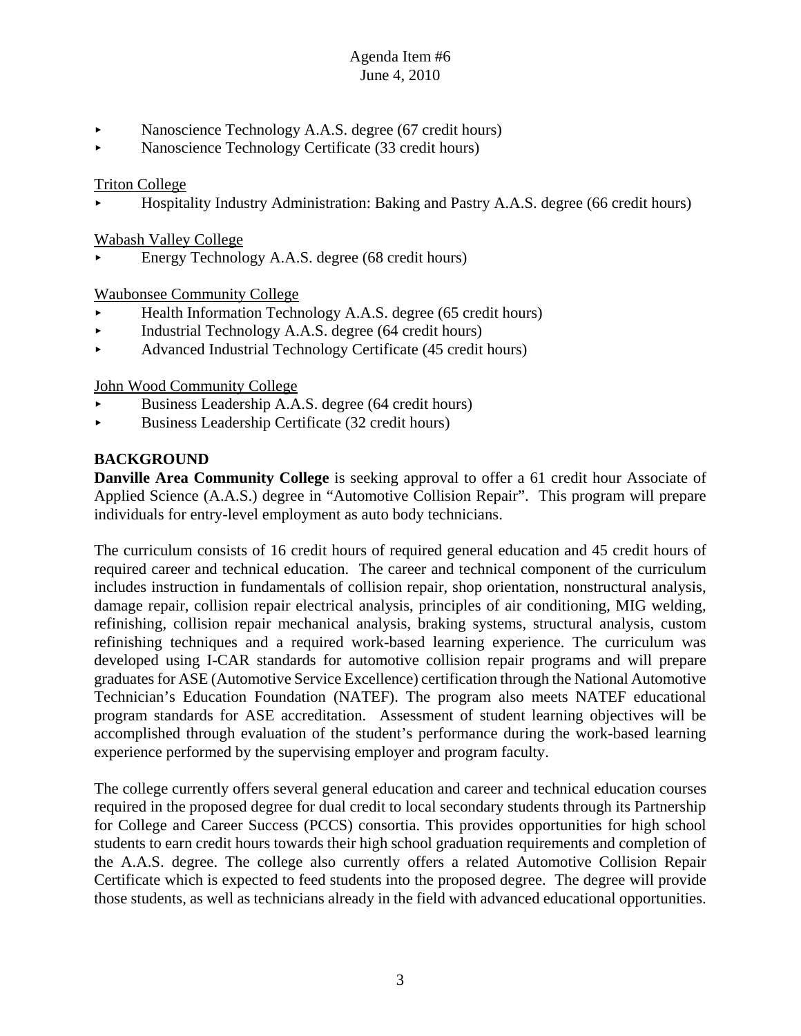- Nanoscience Technology A.A.S. degree (67 credit hours)
- Nanoscience Technology Certificate (33 credit hours)

Triton College

- Hospitality Industry Administration: Baking and Pastry A.A.S. degree (66 credit hours)

Wabash Valley College

- Energy Technology A.A.S. degree (68 credit hours)

Waubonsee Community College

- Health Information Technology A.A.S. degree (65 credit hours)
- Industrial Technology A.A.S. degree (64 credit hours)
- Advanced Industrial Technology Certificate (45 credit hours)

John Wood Community College

- Business Leadership A.A.S. degree (64 credit hours)
- Business Leadership Certificate (32 credit hours)

## BACKGROUND

**Danville Area Community College** is seeking approval to offer a 61 credit hour Associate of Applied Science (A.A.S.) degree in "Automotive Collision Repair". This program will prepare individuals for entry-level employment as auto body technicians.

The curriculum consists of 16 credit hours of required general education and 45 credit hours of required career and technical education. The career and technical component of the curriculum includes instruction in fundamentals of collision repair, shop orientation, nonstructural analysis, damage repair, collision repair electrical analysis, principles of air conditioning, MIG welding, refinishing, collision repair mechanical analysis, braking systems, structural analysis, custom refinishing techniques and a required work-based learning experience. The curriculum was developed using I-CAR standards for automotive collision repair programs and will prepare graduates for ASE (Automotive Service Excellence) certification through the National Automotive Technician's Education Foundation (NATEF). The program also meets NATEF educational program standards for ASE accreditation. Assessment of student learning objectives will be accomplished through evaluation of the student's performance during the work-based learning experience performed by the supervising employer and program faculty.

The college currently offers several general education and career and technical education courses required in the proposed degree for dual credit to local secondary students through its Partnership for College and Career Success (PCCS) consortia. This provides opportunities for high school students to earn credit hours towards their high school graduation requirements and completion of the A.A.S. degree. The college also currently offers a related Automotive Collision Repair Certificate which is expected to feed students into the proposed degree. The degree will provide those students, as well as technicians already in the field with advanced educational opportunities.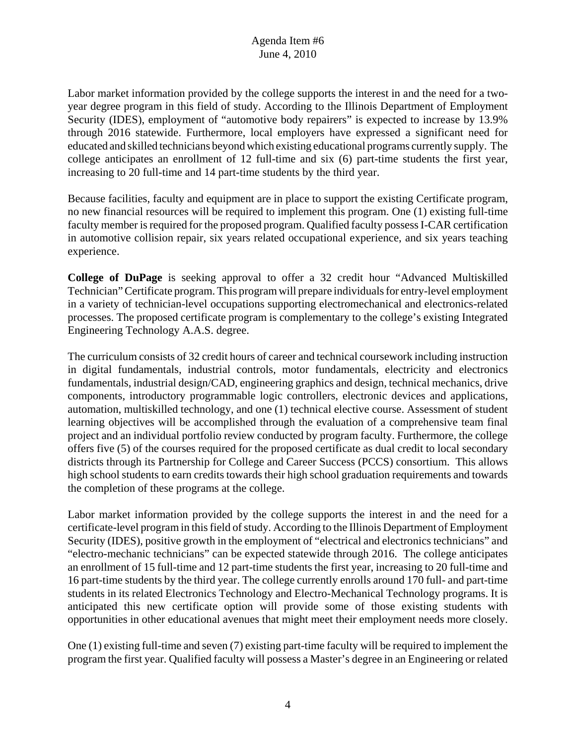Labor market information provided by the college supports the interest in and the need for a two-year degree program in this field of study. According to the Illinois Department of Employment Security (IDES), employment of "automotive body repairers" is expected to increase by 13.9% through 2016 statewide. Furthermore, local employers have expressed a significant need for educated and skilled technicians beyond which existing educational programs currently supply. The college anticipates an enrollment of 12 full-time and six (6) part-time students the first year, increasing to 20 full-time and 14 part-time students by the third year.

Because facilities, faculty and equipment are in place to support the existing Certificate program, no new financial resources will be required to implement this program. One (1) existing full-time faculty member is required for the proposed program. Qualified faculty possess I-CAR certification in automotive collision repair, six years related occupational experience, and six years teaching experience.

**College of DuPage** is seeking approval to offer a 32 credit hour "Advanced Multiskilled Technician" Certificate program. This program will prepare individuals for entry-level employment in a variety of technician-level occupations supporting electromechanical and electronics-related processes. The proposed certificate program is complementary to the college's existing Integrated Engineering Technology A.A.S. degree.

The curriculum consists of 32 credit hours of career and technical coursework including instruction in digital fundamentals, industrial controls, motor fundamentals, electricity and electronics fundamentals, industrial design/CAD, engineering graphics and design, technical mechanics, drive components, introductory programmable logic controllers, electronic devices and applications, automation, multiskilled technology, and one (1) technical elective course. Assessment of student learning objectives will be accomplished through the evaluation of a comprehensive team final project and an individual portfolio review conducted by program faculty. Furthermore, the college offers five (5) of the courses required for the proposed certificate as dual credit to local secondary districts through its Partnership for College and Career Success (PCCS) consortium. This allows high school students to earn credits towards their high school graduation requirements and towards the completion of these programs at the college.

Labor market information provided by the college supports the interest in and the need for a certificate-level program in this field of study. According to the Illinois Department of Employment Security (IDES), positive growth in the employment of "electrical and electronics technicians" and "electro-mechanic technicians" can be expected statewide through 2016. The college anticipates an enrollment of 15 full-time and 12 part-time students the first year, increasing to 20 full-time and 16 part-time students by the third year. The college currently enrolls around 170 full- and part-time students in its related Electronics Technology and Electro-Mechanical Technology programs. It is anticipated this new certificate option will provide some of those existing students with opportunities in other educational avenues that might meet their employment needs more closely.

One (1) existing full-time and seven (7) existing part-time faculty will be required to implement the program the first year. Qualified faculty will possess a Master's degree in an Engineering or related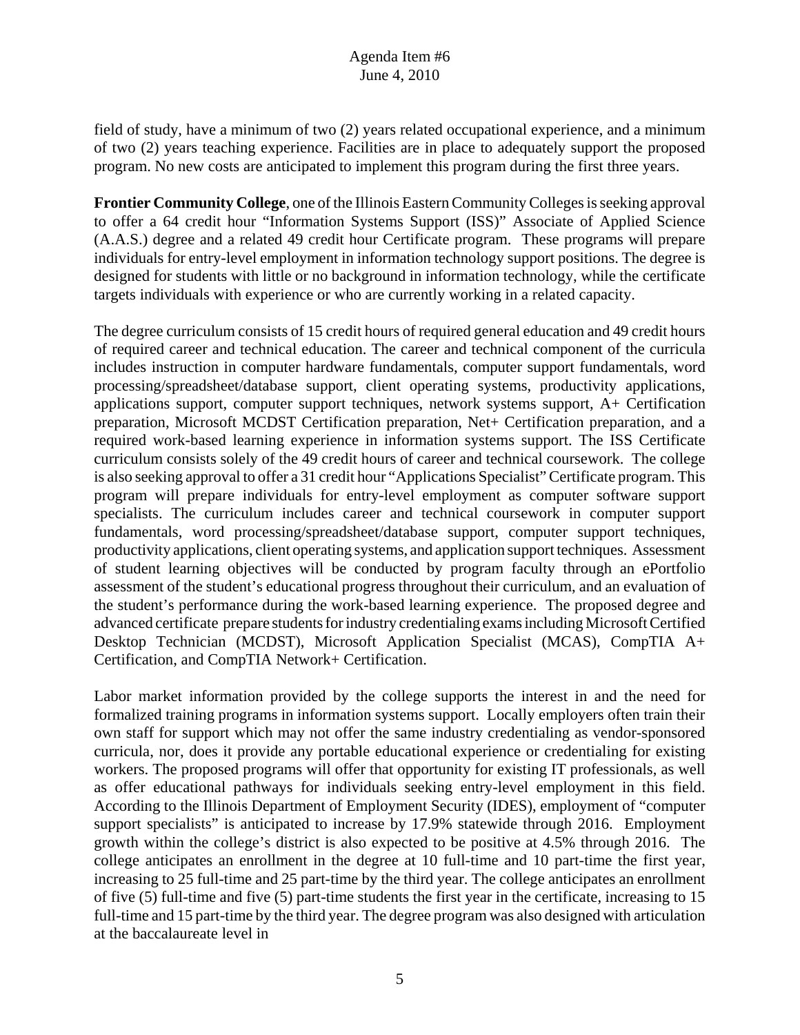field of study, have a minimum of two (2) years related occupational experience, and a minimum of two (2) years teaching experience. Facilities are in place to adequately support the proposed program. No new costs are anticipated to implement this program during the first three years.

**Frontier Community College**, one of the Illinois Eastern Community Colleges is seeking approval to offer a 64 credit hour "Information Systems Support (ISS)" Associate of Applied Science (A.A.S.) degree and a related 49 credit hour Certificate program. These programs will prepare individuals for entry-level employment in information technology support positions. The degree is designed for students with little or no background in information technology, while the certificate targets individuals with experience or who are currently working in a related capacity.

The degree curriculum consists of 15 credit hours of required general education and 49 credit hours of required career and technical education. The career and technical component of the curricula includes instruction in computer hardware fundamentals, computer support fundamentals, word processing/spreadsheet/database support, client operating systems, productivity applications, applications support, computer support techniques, network systems support, A+ Certification preparation, Microsoft MCDST Certification preparation, Net+ Certification preparation, and a required work-based learning experience in information systems support. The ISS Certificate curriculum consists solely of the 49 credit hours of career and technical coursework. The college is also seeking approval to offer a 31 credit hour "Applications Specialist" Certificate program. This program will prepare individuals for entry-level employment as computer software support specialists. The curriculum includes career and technical coursework in computer support fundamentals, word processing/spreadsheet/database support, computer support techniques, productivity applications, client operating systems, and application support techniques. Assessment of student learning objectives will be conducted by program faculty through an ePortfolio assessment of the student's educational progress throughout their curriculum, and an evaluation of the student's performance during the work-based learning experience. The proposed degree and advanced certificate prepare students for industry credentialing exams including Microsoft Certified Desktop Technician (MCDST), Microsoft Application Specialist (MCAS), CompTIA A+ Certification, and CompTIA Network+ Certification.

Labor market information provided by the college supports the interest in and the need for formalized training programs in information systems support. Locally employers often train their own staff for support which may not offer the same industry credentialing as vendor-sponsored curricula, nor, does it provide any portable educational experience or credentialing for existing workers. The proposed programs will offer that opportunity for existing IT professionals, as well as offer educational pathways for individuals seeking entry-level employment in this field. According to the Illinois Department of Employment Security (IDES), employment of "computer support specialists" is anticipated to increase by 17.9% statewide through 2016. Employment growth within the college's district is also expected to be positive at 4.5% through 2016. The college anticipates an enrollment in the degree at 10 full-time and 10 part-time the first year, increasing to 25 full-time and 25 part-time by the third year. The college anticipates an enrollment of five (5) full-time and five (5) part-time students the first year in the certificate, increasing to 15 full-time and 15 part-time by the third year. The degree program was also designed with articulation at the baccalaureate level in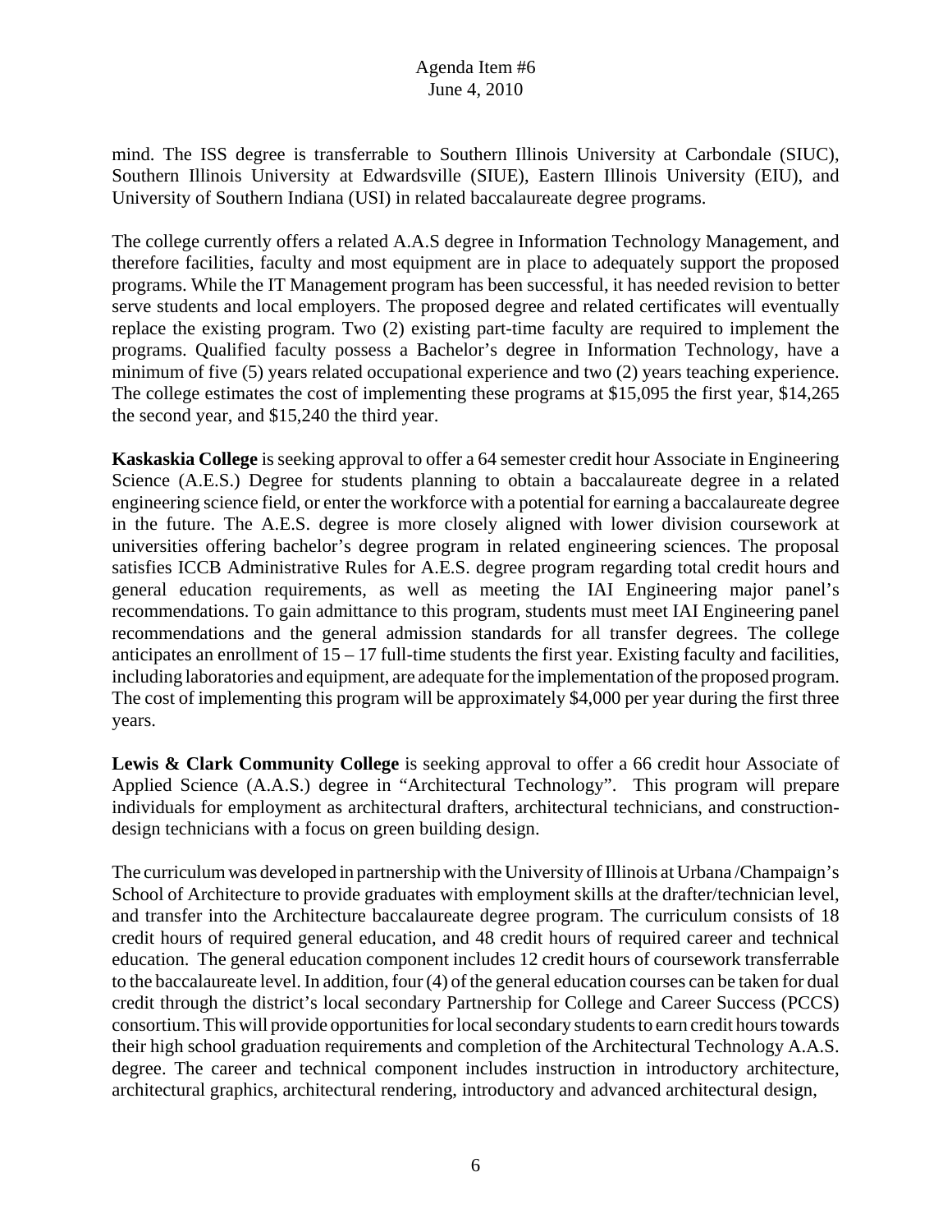mind. The ISS degree is transferrable to Southern Illinois University at Carbondale (SIUC), Southern Illinois University at Edwardsville (SIUE), Eastern Illinois University (EIU), and University of Southern Indiana (USI) in related baccalaureate degree programs.

The college currently offers a related A.A.S degree in Information Technology Management, and therefore facilities, faculty and most equipment are in place to adequately support the proposed programs. While the IT Management program has been successful, it has needed revision to better serve students and local employers. The proposed degree and related certificates will eventually replace the existing program. Two (2) existing part-time faculty are required to implement the programs. Qualified faculty possess a Bachelor's degree in Information Technology, have a minimum of five (5) years related occupational experience and two (2) years teaching experience. The college estimates the cost of implementing these programs at $15,095 the first year, $14,265 the second year, and $15,240 the third year.

**Kaskaskia College** is seeking approval to offer a 64 semester credit hour Associate in Engineering Science (A.E.S.) Degree for students planning to obtain a baccalaureate degree in a related engineering science field, or enter the workforce with a potential for earning a baccalaureate degree in the future. The A.E.S. degree is more closely aligned with lower division coursework at universities offering bachelor's degree program in related engineering sciences. The proposal satisfies ICCB Administrative Rules for A.E.S. degree program regarding total credit hours and general education requirements, as well as meeting the IAI Engineering major panel's recommendations. To gain admittance to this program, students must meet IAI Engineering panel recommendations and the general admission standards for all transfer degrees. The college anticipates an enrollment of 15 – 17 full-time students the first year. Existing faculty and facilities, including laboratories and equipment, are adequate for the implementation of the proposed program. The cost of implementing this program will be approximately $4,000 per year during the first three years.

**Lewis & Clark Community College** is seeking approval to offer a 66 credit hour Associate of Applied Science (A.A.S.) degree in "Architectural Technology". This program will prepare individuals for employment as architectural drafters, architectural technicians, and construction-design technicians with a focus on green building design.

The curriculum was developed in partnership with the University of Illinois at Urbana /Champaign's School of Architecture to provide graduates with employment skills at the drafter/technician level, and transfer into the Architecture baccalaureate degree program. The curriculum consists of 18 credit hours of required general education, and 48 credit hours of required career and technical education. The general education component includes 12 credit hours of coursework transferrable to the baccalaureate level. In addition, four (4) of the general education courses can be taken for dual credit through the district's local secondary Partnership for College and Career Success (PCCS) consortium. This will provide opportunities for local secondary students to earn credit hours towards their high school graduation requirements and completion of the Architectural Technology A.A.S. degree. The career and technical component includes instruction in introductory architecture, architectural graphics, architectural rendering, introductory and advanced architectural design,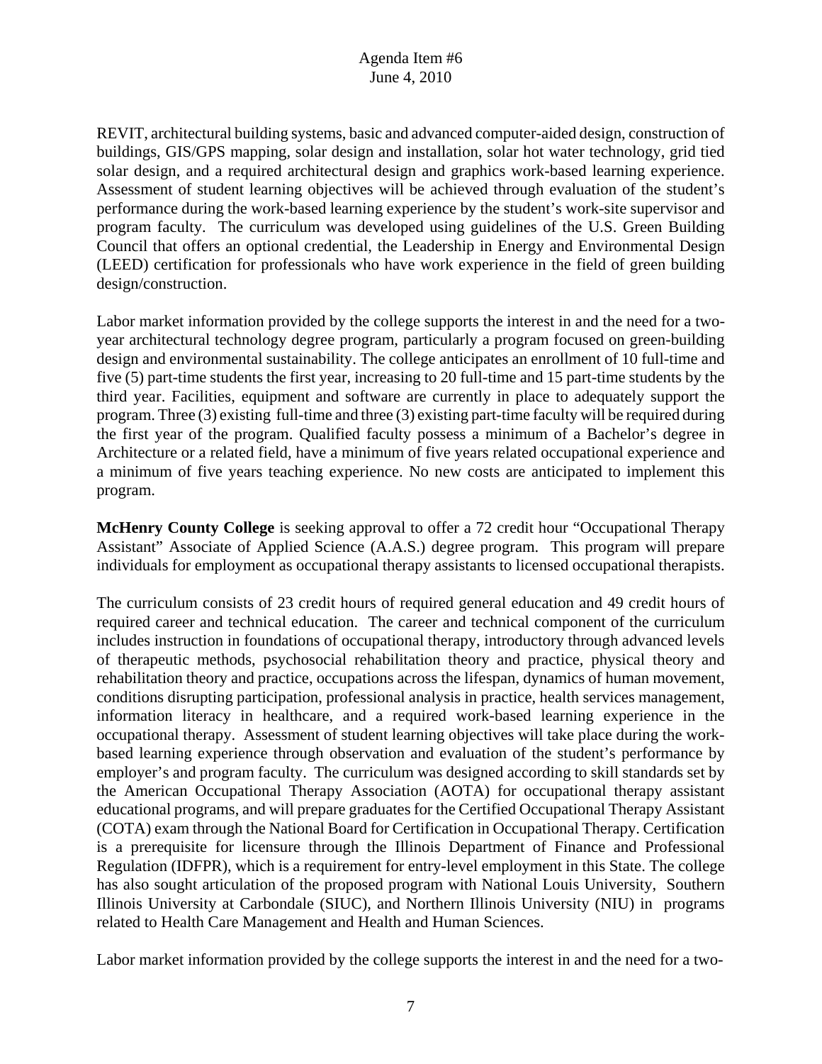REVIT, architectural building systems, basic and advanced computer-aided design, construction of buildings, GIS/GPS mapping, solar design and installation, solar hot water technology, grid tied solar design, and a required architectural design and graphics work-based learning experience. Assessment of student learning objectives will be achieved through evaluation of the student's performance during the work-based learning experience by the student's work-site supervisor and program faculty. The curriculum was developed using guidelines of the U.S. Green Building Council that offers an optional credential, the Leadership in Energy and Environmental Design (LEED) certification for professionals who have work experience in the field of green building design/construction.

Labor market information provided by the college supports the interest in and the need for a two-year architectural technology degree program, particularly a program focused on green-building design and environmental sustainability. The college anticipates an enrollment of 10 full-time and five (5) part-time students the first year, increasing to 20 full-time and 15 part-time students by the third year. Facilities, equipment and software are currently in place to adequately support the program. Three (3) existing full-time and three (3) existing part-time faculty will be required during the first year of the program. Qualified faculty possess a minimum of a Bachelor's degree in Architecture or a related field, have a minimum of five years related occupational experience and a minimum of five years teaching experience. No new costs are anticipated to implement this program.

**McHenry County College** is seeking approval to offer a 72 credit hour "Occupational Therapy Assistant" Associate of Applied Science (A.A.S.) degree program. This program will prepare individuals for employment as occupational therapy assistants to licensed occupational therapists.

The curriculum consists of 23 credit hours of required general education and 49 credit hours of required career and technical education. The career and technical component of the curriculum includes instruction in foundations of occupational therapy, introductory through advanced levels of therapeutic methods, psychosocial rehabilitation theory and practice, physical theory and rehabilitation theory and practice, occupations across the lifespan, dynamics of human movement, conditions disrupting participation, professional analysis in practice, health services management, information literacy in healthcare, and a required work-based learning experience in the occupational therapy. Assessment of student learning objectives will take place during the work-based learning experience through observation and evaluation of the student's performance by employer's and program faculty. The curriculum was designed according to skill standards set by the American Occupational Therapy Association (AOTA) for occupational therapy assistant educational programs, and will prepare graduates for the Certified Occupational Therapy Assistant (COTA) exam through the National Board for Certification in Occupational Therapy. Certification is a prerequisite for licensure through the Illinois Department of Finance and Professional Regulation (IDFPR), which is a requirement for entry-level employment in this State. The college has also sought articulation of the proposed program with National Louis University, Southern Illinois University at Carbondale (SIUC), and Northern Illinois University (NIU) in programs related to Health Care Management and Health and Human Sciences.

Labor market information provided by the college supports the interest in and the need for a two-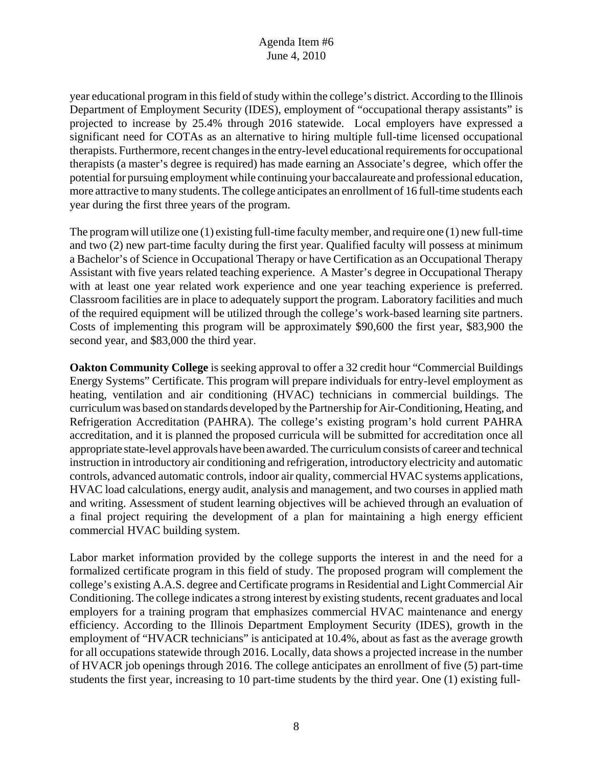year educational program in this field of study within the college's district. According to the Illinois Department of Employment Security (IDES), employment of "occupational therapy assistants" is projected to increase by 25.4% through 2016 statewide. Local employers have expressed a significant need for COTAs as an alternative to hiring multiple full-time licensed occupational therapists. Furthermore, recent changes in the entry-level educational requirements for occupational therapists (a master's degree is required) has made earning an Associate's degree, which offer the potential for pursuing employment while continuing your baccalaureate and professional education, more attractive to many students. The college anticipates an enrollment of 16 full-time students each year during the first three years of the program.

The program will utilize one (1) existing full-time faculty member, and require one (1) new full-time and two (2) new part-time faculty during the first year. Qualified faculty will possess at minimum a Bachelor's of Science in Occupational Therapy or have Certification as an Occupational Therapy Assistant with five years related teaching experience. A Master's degree in Occupational Therapy with at least one year related work experience and one year teaching experience is preferred. Classroom facilities are in place to adequately support the program. Laboratory facilities and much of the required equipment will be utilized through the college's work-based learning site partners. Costs of implementing this program will be approximately $90,600 the first year, $83,900 the second year, and $83,000 the third year.

**Oakton Community College** is seeking approval to offer a 32 credit hour "Commercial Buildings Energy Systems" Certificate. This program will prepare individuals for entry-level employment as heating, ventilation and air conditioning (HVAC) technicians in commercial buildings. The curriculum was based on standards developed by the Partnership for Air-Conditioning, Heating, and Refrigeration Accreditation (PAHRA). The college's existing program's hold current PAHRA accreditation, and it is planned the proposed curricula will be submitted for accreditation once all appropriate state-level approvals have been awarded. The curriculum consists of career and technical instruction in introductory air conditioning and refrigeration, introductory electricity and automatic controls, advanced automatic controls, indoor air quality, commercial HVAC systems applications, HVAC load calculations, energy audit, analysis and management, and two courses in applied math and writing. Assessment of student learning objectives will be achieved through an evaluation of a final project requiring the development of a plan for maintaining a high energy efficient commercial HVAC building system.

Labor market information provided by the college supports the interest in and the need for a formalized certificate program in this field of study. The proposed program will complement the college's existing A.A.S. degree and Certificate programs in Residential and Light Commercial Air Conditioning. The college indicates a strong interest by existing students, recent graduates and local employers for a training program that emphasizes commercial HVAC maintenance and energy efficiency. According to the Illinois Department Employment Security (IDES), growth in the employment of "HVACR technicians" is anticipated at 10.4%, about as fast as the average growth for all occupations statewide through 2016. Locally, data shows a projected increase in the number of HVACR job openings through 2016. The college anticipates an enrollment of five (5) part-time students the first year, increasing to 10 part-time students by the third year. One (1) existing full-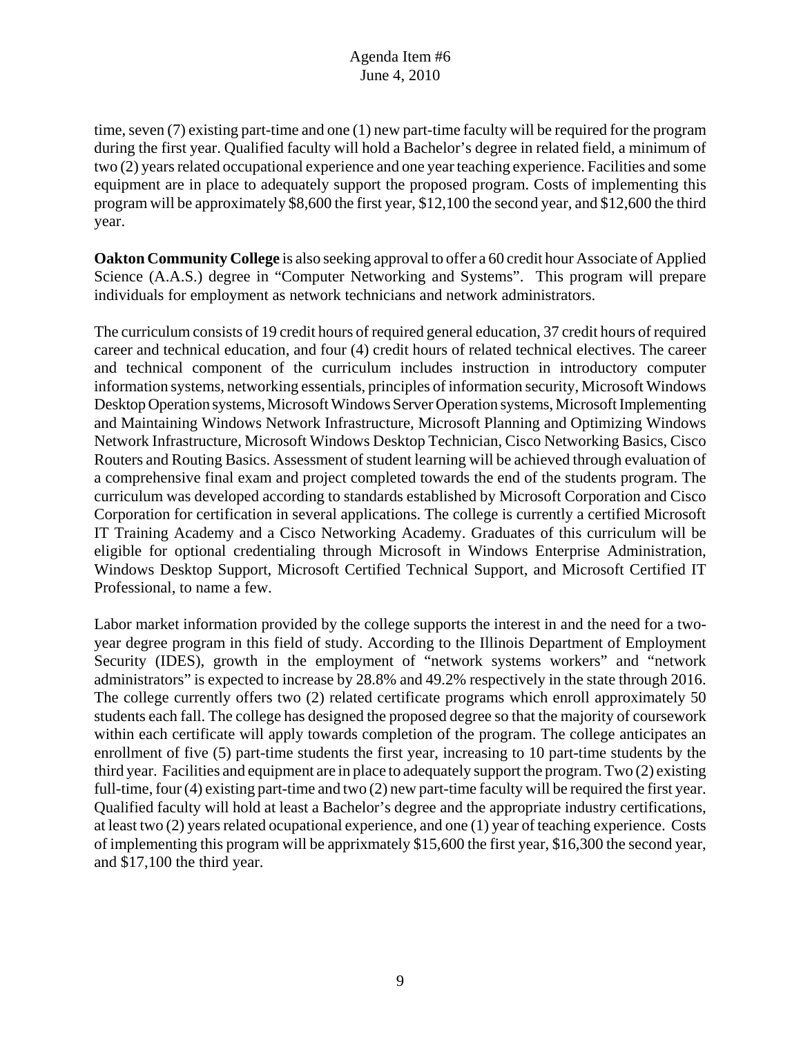time, seven (7) existing part-time and one (1) new part-time faculty will be required for the program during the first year. Qualified faculty will hold a Bachelor's degree in related field, a minimum of two (2) years related occupational experience and one year teaching experience. Facilities and some equipment are in place to adequately support the proposed program. Costs of implementing this program will be approximately $8,600 the first year, $12,100 the second year, and $12,600 the third year.

**Oakton Community College** is also seeking approval to offer a 60 credit hour Associate of Applied Science (A.A.S.) degree in "Computer Networking and Systems". This program will prepare individuals for employment as network technicians and network administrators.

The curriculum consists of 19 credit hours of required general education, 37 credit hours of required career and technical education, and four (4) credit hours of related technical electives. The career and technical component of the curriculum includes instruction in introductory computer information systems, networking essentials, principles of information security, Microsoft Windows Desktop Operation systems, Microsoft Windows Server Operation systems, Microsoft Implementing and Maintaining Windows Network Infrastructure, Microsoft Planning and Optimizing Windows Network Infrastructure, Microsoft Windows Desktop Technician, Cisco Networking Basics, Cisco Routers and Routing Basics. Assessment of student learning will be achieved through evaluation of a comprehensive final exam and project completed towards the end of the students program. The curriculum was developed according to standards established by Microsoft Corporation and Cisco Corporation for certification in several applications. The college is currently a certified Microsoft IT Training Academy and a Cisco Networking Academy. Graduates of this curriculum will be eligible for optional credentialing through Microsoft in Windows Enterprise Administration, Windows Desktop Support, Microsoft Certified Technical Support, and Microsoft Certified IT Professional, to name a few.

Labor market information provided by the college supports the interest in and the need for a two-year degree program in this field of study. According to the Illinois Department of Employment Security (IDES), growth in the employment of "network systems workers" and "network administrators" is expected to increase by 28.8% and 49.2% respectively in the state through 2016. The college currently offers two (2) related certificate programs which enroll approximately 50 students each fall. The college has designed the proposed degree so that the majority of coursework within each certificate will apply towards completion of the program. The college anticipates an enrollment of five (5) part-time students the first year, increasing to 10 part-time students by the third year. Facilities and equipment are in place to adequately support the program. Two (2) existing full-time, four (4) existing part-time and two (2) new part-time faculty will be required the first year. Qualified faculty will hold at least a Bachelor's degree and the appropriate industry certifications, at least two (2) years related ocupational experience, and one (1) year of teaching experience. Costs of implementing this program will be apprixmately $15,600 the first year, $16,300 the second year, and $17,100 the third year.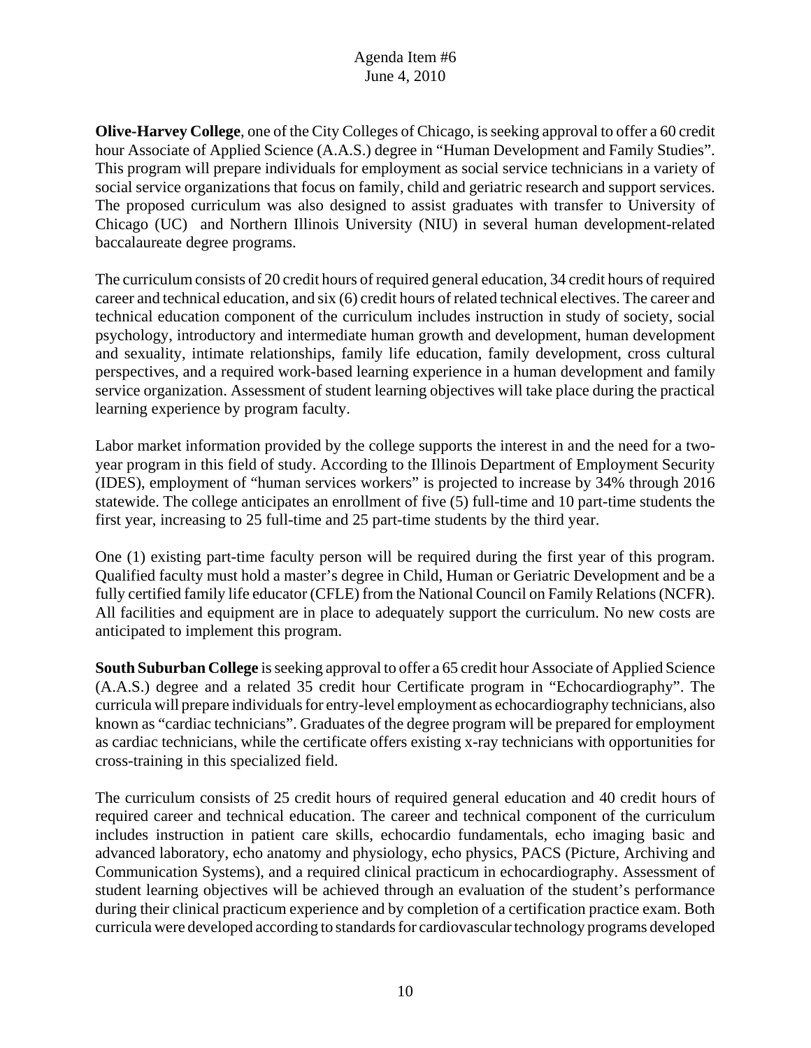**Olive-Harvey College**, one of the City Colleges of Chicago, is seeking approval to offer a 60 credit hour Associate of Applied Science (A.A.S.) degree in "Human Development and Family Studies". This program will prepare individuals for employment as social service technicians in a variety of social service organizations that focus on family, child and geriatric research and support services. The proposed curriculum was also designed to assist graduates with transfer to University of Chicago (UC) and Northern Illinois University (NIU) in several human development-related baccalaureate degree programs.

The curriculum consists of 20 credit hours of required general education, 34 credit hours of required career and technical education, and six (6) credit hours of related technical electives. The career and technical education component of the curriculum includes instruction in study of society, social psychology, introductory and intermediate human growth and development, human development and sexuality, intimate relationships, family life education, family development, cross cultural perspectives, and a required work-based learning experience in a human development and family service organization. Assessment of student learning objectives will take place during the practical learning experience by program faculty.

Labor market information provided by the college supports the interest in and the need for a two-year program in this field of study. According to the Illinois Department of Employment Security (IDES), employment of "human services workers" is projected to increase by 34% through 2016 statewide. The college anticipates an enrollment of five (5) full-time and 10 part-time students the first year, increasing to 25 full-time and 25 part-time students by the third year.

One (1) existing part-time faculty person will be required during the first year of this program. Qualified faculty must hold a master's degree in Child, Human or Geriatric Development and be a fully certified family life educator (CFLE) from the National Council on Family Relations (NCFR). All facilities and equipment are in place to adequately support the curriculum. No new costs are anticipated to implement this program.

**South Suburban College** is seeking approval to offer a 65 credit hour Associate of Applied Science (A.A.S.) degree and a related 35 credit hour Certificate program in "Echocardiography". The curricula will prepare individuals for entry-level employment as echocardiography technicians, also known as "cardiac technicians". Graduates of the degree program will be prepared for employment as cardiac technicians, while the certificate offers existing x-ray technicians with opportunities for cross-training in this specialized field.

The curriculum consists of 25 credit hours of required general education and 40 credit hours of required career and technical education. The career and technical component of the curriculum includes instruction in patient care skills, echocardio fundamentals, echo imaging basic and advanced laboratory, echo anatomy and physiology, echo physics, PACS (Picture, Archiving and Communication Systems), and a required clinical practicum in echocardiography. Assessment of student learning objectives will be achieved through an evaluation of the student's performance during their clinical practicum experience and by completion of a certification practice exam. Both curricula were developed according to standards for cardiovascular technology programs developed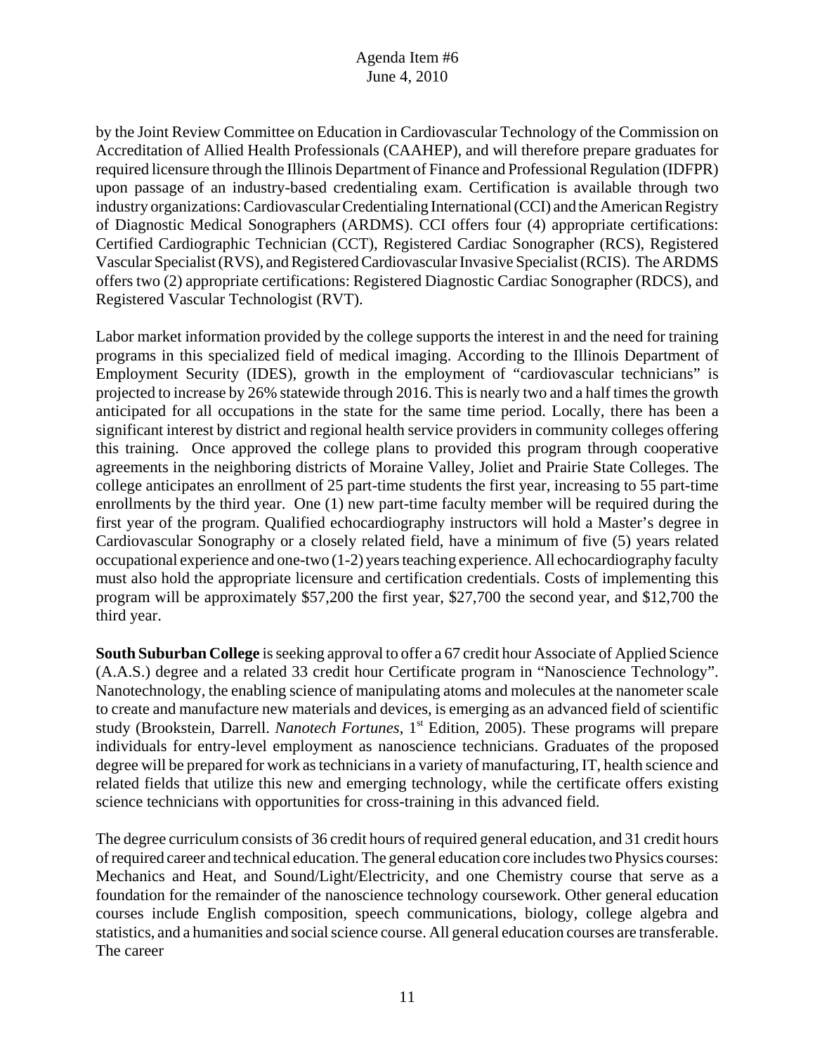by the Joint Review Committee on Education in Cardiovascular Technology of the Commission on Accreditation of Allied Health Professionals (CAAHEP), and will therefore prepare graduates for required licensure through the Illinois Department of Finance and Professional Regulation (IDFPR) upon passage of an industry-based credentialing exam. Certification is available through two industry organizations: Cardiovascular Credentialing International (CCI) and the American Registry of Diagnostic Medical Sonographers (ARDMS). CCI offers four (4) appropriate certifications: Certified Cardiographic Technician (CCT), Registered Cardiac Sonographer (RCS), Registered Vascular Specialist (RVS), and Registered Cardiovascular Invasive Specialist (RCIS). The ARDMS offers two (2) appropriate certifications: Registered Diagnostic Cardiac Sonographer (RDCS), and Registered Vascular Technologist (RVT).

Labor market information provided by the college supports the interest in and the need for training programs in this specialized field of medical imaging. According to the Illinois Department of Employment Security (IDES), growth in the employment of "cardiovascular technicians" is projected to increase by 26% statewide through 2016. This is nearly two and a half times the growth anticipated for all occupations in the state for the same time period. Locally, there has been a significant interest by district and regional health service providers in community colleges offering this training. Once approved the college plans to provided this program through cooperative agreements in the neighboring districts of Moraine Valley, Joliet and Prairie State Colleges. The college anticipates an enrollment of 25 part-time students the first year, increasing to 55 part-time enrollments by the third year. One (1) new part-time faculty member will be required during the first year of the program. Qualified echocardiography instructors will hold a Master's degree in Cardiovascular Sonography or a closely related field, have a minimum of five (5) years related occupational experience and one-two (1-2) years teaching experience. All echocardiography faculty must also hold the appropriate licensure and certification credentials. Costs of implementing this program will be approximately $57,200 the first year, $27,700 the second year, and $12,700 the third year.

**South Suburban College** is seeking approval to offer a 67 credit hour Associate of Applied Science (A.A.S.) degree and a related 33 credit hour Certificate program in "Nanoscience Technology". Nanotechnology, the enabling science of manipulating atoms and molecules at the nanometer scale to create and manufacture new materials and devices, is emerging as an advanced field of scientific study (Brookstein, Darrell. *Nanotech Fortunes*, 1st Edition, 2005). These programs will prepare individuals for entry-level employment as nanoscience technicians. Graduates of the proposed degree will be prepared for work as technicians in a variety of manufacturing, IT, health science and related fields that utilize this new and emerging technology, while the certificate offers existing science technicians with opportunities for cross-training in this advanced field.

The degree curriculum consists of 36 credit hours of required general education, and 31 credit hours of required career and technical education. The general education core includes two Physics courses: Mechanics and Heat, and Sound/Light/Electricity, and one Chemistry course that serve as a foundation for the remainder of the nanoscience technology coursework. Other general education courses include English composition, speech communications, biology, college algebra and statistics, and a humanities and social science course. All general education courses are transferable. The career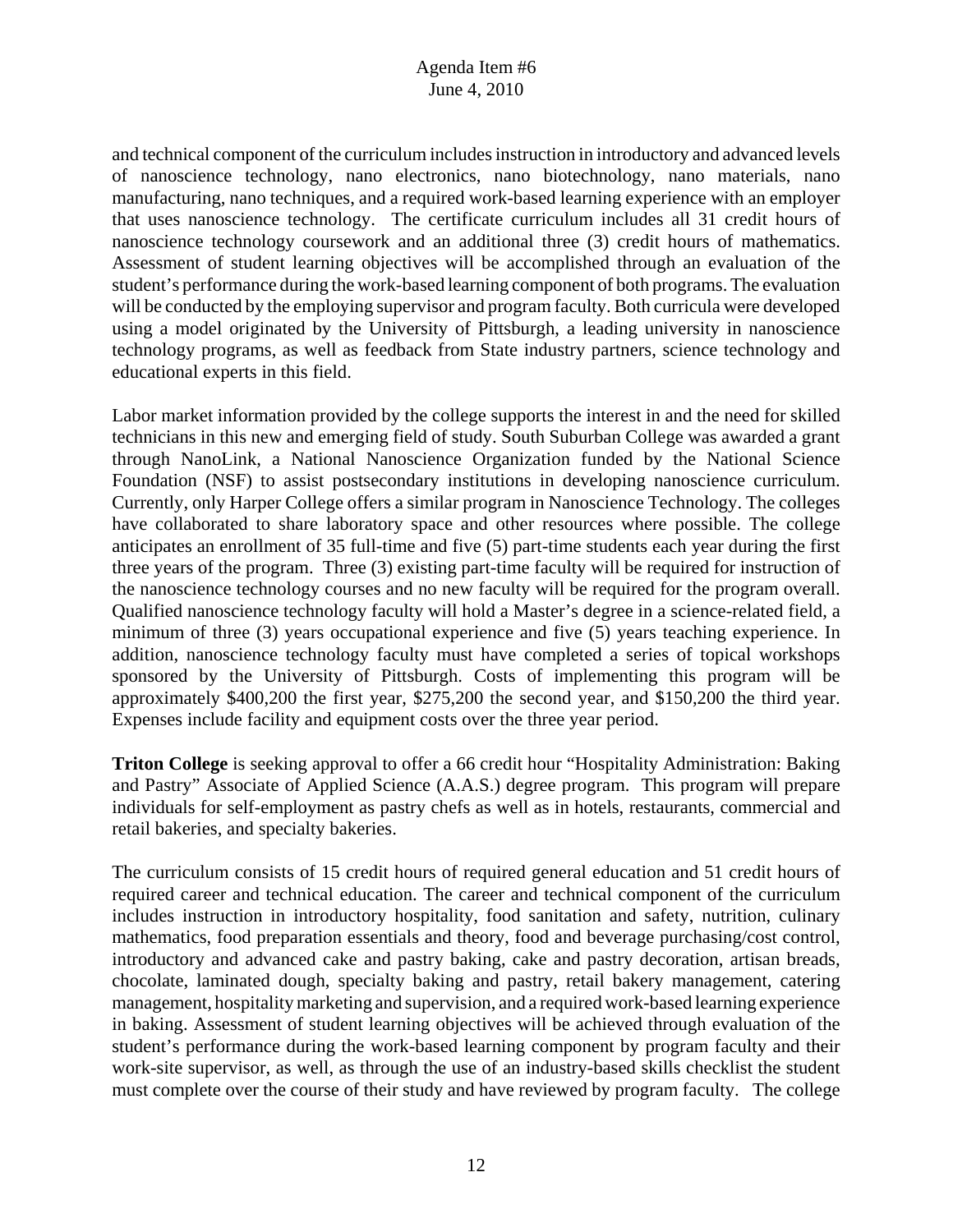and technical component of the curriculum includes instruction in introductory and advanced levels of nanoscience technology, nano electronics, nano biotechnology, nano materials, nano manufacturing, nano techniques, and a required work-based learning experience with an employer that uses nanoscience technology. The certificate curriculum includes all 31 credit hours of nanoscience technology coursework and an additional three (3) credit hours of mathematics. Assessment of student learning objectives will be accomplished through an evaluation of the student's performance during the work-based learning component of both programs. The evaluation will be conducted by the employing supervisor and program faculty. Both curricula were developed using a model originated by the University of Pittsburgh, a leading university in nanoscience technology programs, as well as feedback from State industry partners, science technology and educational experts in this field.

Labor market information provided by the college supports the interest in and the need for skilled technicians in this new and emerging field of study. South Suburban College was awarded a grant through NanoLink, a National Nanoscience Organization funded by the National Science Foundation (NSF) to assist postsecondary institutions in developing nanoscience curriculum. Currently, only Harper College offers a similar program in Nanoscience Technology. The colleges have collaborated to share laboratory space and other resources where possible. The college anticipates an enrollment of 35 full-time and five (5) part-time students each year during the first three years of the program. Three (3) existing part-time faculty will be required for instruction of the nanoscience technology courses and no new faculty will be required for the program overall. Qualified nanoscience technology faculty will hold a Master's degree in a science-related field, a minimum of three (3) years occupational experience and five (5) years teaching experience. In addition, nanoscience technology faculty must have completed a series of topical workshops sponsored by the University of Pittsburgh. Costs of implementing this program will be approximately $400,200 the first year, $275,200 the second year, and $150,200 the third year. Expenses include facility and equipment costs over the three year period.

**Triton College** is seeking approval to offer a 66 credit hour "Hospitality Administration: Baking and Pastry" Associate of Applied Science (A.A.S.) degree program. This program will prepare individuals for self-employment as pastry chefs as well as in hotels, restaurants, commercial and retail bakeries, and specialty bakeries.

The curriculum consists of 15 credit hours of required general education and 51 credit hours of required career and technical education. The career and technical component of the curriculum includes instruction in introductory hospitality, food sanitation and safety, nutrition, culinary mathematics, food preparation essentials and theory, food and beverage purchasing/cost control, introductory and advanced cake and pastry baking, cake and pastry decoration, artisan breads, chocolate, laminated dough, specialty baking and pastry, retail bakery management, catering management, hospitality marketing and supervision, and a required work-based learning experience in baking. Assessment of student learning objectives will be achieved through evaluation of the student's performance during the work-based learning component by program faculty and their work-site supervisor, as well, as through the use of an industry-based skills checklist the student must complete over the course of their study and have reviewed by program faculty. The college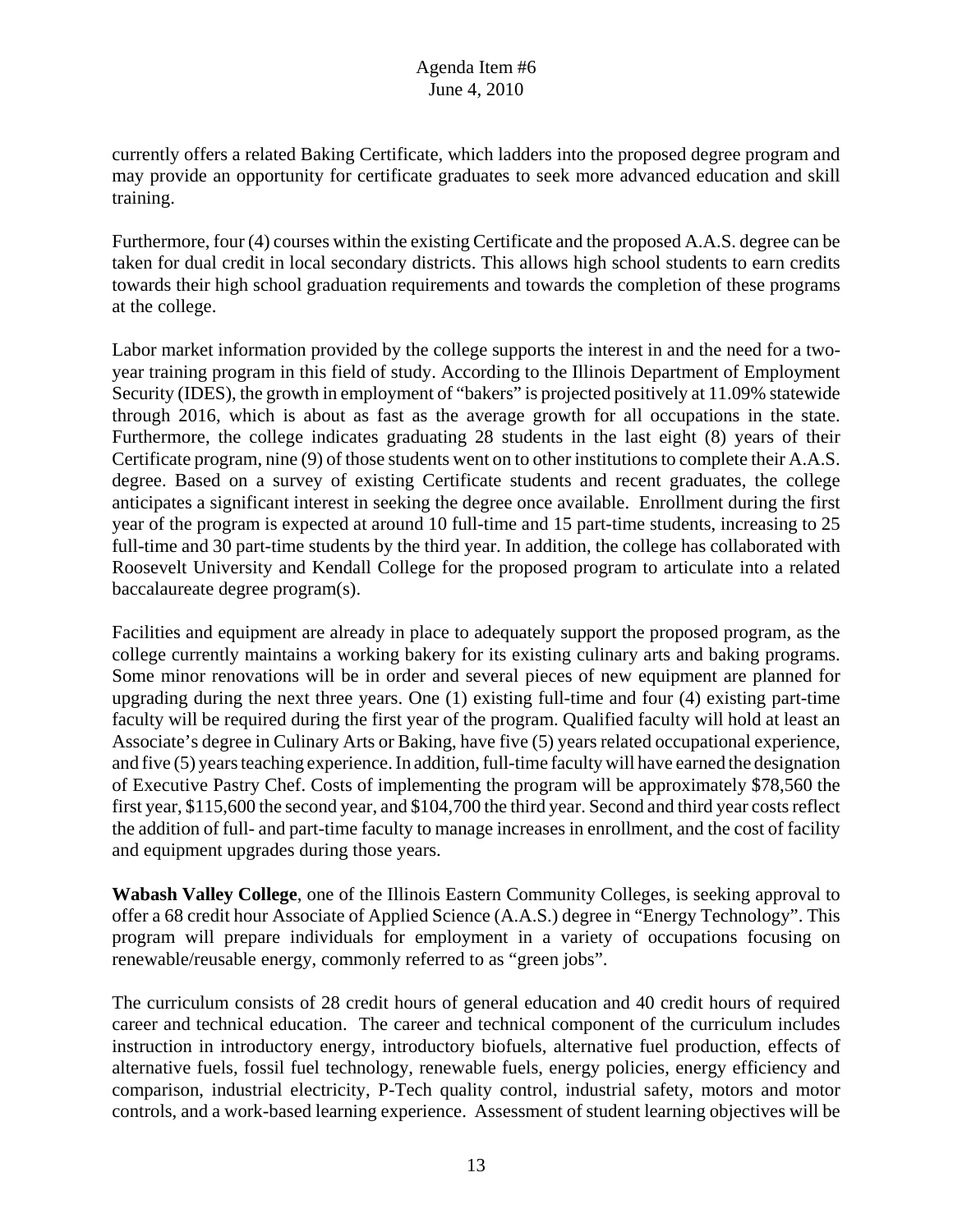currently offers a related Baking Certificate, which ladders into the proposed degree program and may provide an opportunity for certificate graduates to seek more advanced education and skill training.

Furthermore, four (4) courses within the existing Certificate and the proposed A.A.S. degree can be taken for dual credit in local secondary districts. This allows high school students to earn credits towards their high school graduation requirements and towards the completion of these programs at the college.

Labor market information provided by the college supports the interest in and the need for a two-year training program in this field of study. According to the Illinois Department of Employment Security (IDES), the growth in employment of "bakers" is projected positively at 11.09% statewide through 2016, which is about as fast as the average growth for all occupations in the state. Furthermore, the college indicates graduating 28 students in the last eight (8) years of their Certificate program, nine (9) of those students went on to other institutions to complete their A.A.S. degree. Based on a survey of existing Certificate students and recent graduates, the college anticipates a significant interest in seeking the degree once available. Enrollment during the first year of the program is expected at around 10 full-time and 15 part-time students, increasing to 25 full-time and 30 part-time students by the third year. In addition, the college has collaborated with Roosevelt University and Kendall College for the proposed program to articulate into a related baccalaureate degree program(s).

Facilities and equipment are already in place to adequately support the proposed program, as the college currently maintains a working bakery for its existing culinary arts and baking programs. Some minor renovations will be in order and several pieces of new equipment are planned for upgrading during the next three years. One (1) existing full-time and four (4) existing part-time faculty will be required during the first year of the program. Qualified faculty will hold at least an Associate's degree in Culinary Arts or Baking, have five (5) years related occupational experience, and five (5) years teaching experience. In addition, full-time faculty will have earned the designation of Executive Pastry Chef. Costs of implementing the program will be approximately $78,560 the first year, $115,600 the second year, and $104,700 the third year. Second and third year costs reflect the addition of full- and part-time faculty to manage increases in enrollment, and the cost of facility and equipment upgrades during those years.

**Wabash Valley College**, one of the Illinois Eastern Community Colleges, is seeking approval to offer a 68 credit hour Associate of Applied Science (A.A.S.) degree in "Energy Technology". This program will prepare individuals for employment in a variety of occupations focusing on renewable/reusable energy, commonly referred to as "green jobs".

The curriculum consists of 28 credit hours of general education and 40 credit hours of required career and technical education. The career and technical component of the curriculum includes instruction in introductory energy, introductory biofuels, alternative fuel production, effects of alternative fuels, fossil fuel technology, renewable fuels, energy policies, energy efficiency and comparison, industrial electricity, P-Tech quality control, industrial safety, motors and motor controls, and a work-based learning experience. Assessment of student learning objectives will be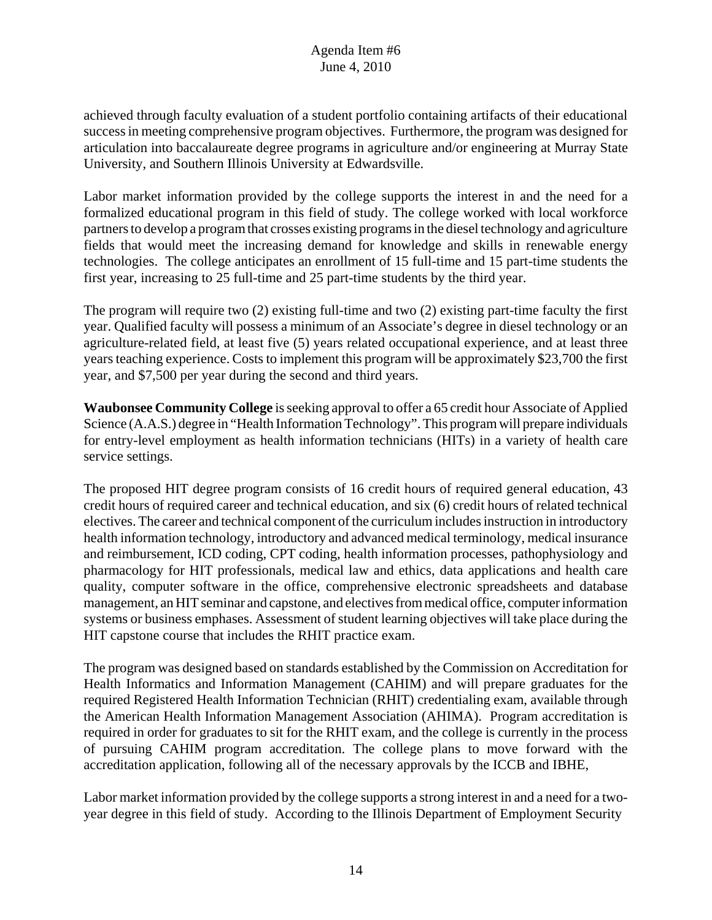achieved through faculty evaluation of a student portfolio containing artifacts of their educational success in meeting comprehensive program objectives. Furthermore, the program was designed for articulation into baccalaureate degree programs in agriculture and/or engineering at Murray State University, and Southern Illinois University at Edwardsville.

Labor market information provided by the college supports the interest in and the need for a formalized educational program in this field of study. The college worked with local workforce partners to develop a program that crosses existing programs in the diesel technology and agriculture fields that would meet the increasing demand for knowledge and skills in renewable energy technologies. The college anticipates an enrollment of 15 full-time and 15 part-time students the first year, increasing to 25 full-time and 25 part-time students by the third year.

The program will require two (2) existing full-time and two (2) existing part-time faculty the first year. Qualified faculty will possess a minimum of an Associate's degree in diesel technology or an agriculture-related field, at least five (5) years related occupational experience, and at least three years teaching experience. Costs to implement this program will be approximately $23,700 the first year, and $7,500 per year during the second and third years.

**Waubonsee Community College** is seeking approval to offer a 65 credit hour Associate of Applied Science (A.A.S.) degree in "Health Information Technology". This program will prepare individuals for entry-level employment as health information technicians (HITs) in a variety of health care service settings.

The proposed HIT degree program consists of 16 credit hours of required general education, 43 credit hours of required career and technical education, and six (6) credit hours of related technical electives. The career and technical component of the curriculum includes instruction in introductory health information technology, introductory and advanced medical terminology, medical insurance and reimbursement, ICD coding, CPT coding, health information processes, pathophysiology and pharmacology for HIT professionals, medical law and ethics, data applications and health care quality, computer software in the office, comprehensive electronic spreadsheets and database management, an HIT seminar and capstone, and electives from medical office, computer information systems or business emphases. Assessment of student learning objectives will take place during the HIT capstone course that includes the RHIT practice exam.

The program was designed based on standards established by the Commission on Accreditation for Health Informatics and Information Management (CAHIM) and will prepare graduates for the required Registered Health Information Technician (RHIT) credentialing exam, available through the American Health Information Management Association (AHIMA). Program accreditation is required in order for graduates to sit for the RHIT exam, and the college is currently in the process of pursuing CAHIM program accreditation. The college plans to move forward with the accreditation application, following all of the necessary approvals by the ICCB and IBHE,

Labor market information provided by the college supports a strong interest in and a need for a two-year degree in this field of study. According to the Illinois Department of Employment Security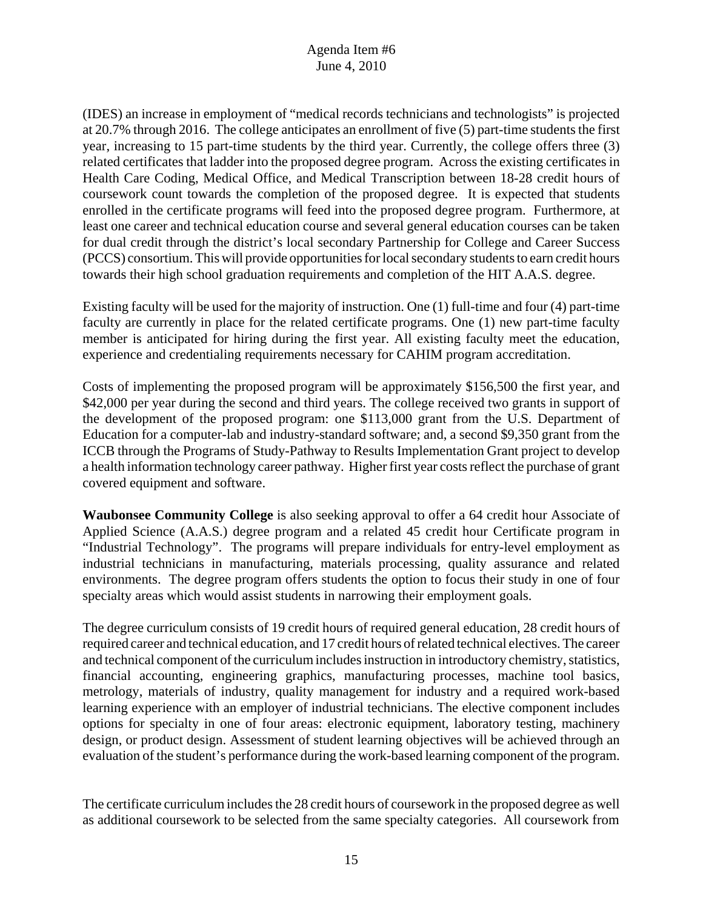(IDES) an increase in employment of "medical records technicians and technologists" is projected at 20.7% through 2016. The college anticipates an enrollment of five (5) part-time students the first year, increasing to 15 part-time students by the third year. Currently, the college offers three (3) related certificates that ladder into the proposed degree program. Across the existing certificates in Health Care Coding, Medical Office, and Medical Transcription between 18-28 credit hours of coursework count towards the completion of the proposed degree. It is expected that students enrolled in the certificate programs will feed into the proposed degree program. Furthermore, at least one career and technical education course and several general education courses can be taken for dual credit through the district's local secondary Partnership for College and Career Success (PCCS) consortium. This will provide opportunities for local secondary students to earn credit hours towards their high school graduation requirements and completion of the HIT A.A.S. degree.

Existing faculty will be used for the majority of instruction. One (1) full-time and four (4) part-time faculty are currently in place for the related certificate programs. One (1) new part-time faculty member is anticipated for hiring during the first year. All existing faculty meet the education, experience and credentialing requirements necessary for CAHIM program accreditation.

Costs of implementing the proposed program will be approximately $156,500 the first year, and $42,000 per year during the second and third years. The college received two grants in support of the development of the proposed program: one $113,000 grant from the U.S. Department of Education for a computer-lab and industry-standard software; and, a second $9,350 grant from the ICCB through the Programs of Study-Pathway to Results Implementation Grant project to develop a health information technology career pathway. Higher first year costs reflect the purchase of grant covered equipment and software.

**Waubonsee Community College** is also seeking approval to offer a 64 credit hour Associate of Applied Science (A.A.S.) degree program and a related 45 credit hour Certificate program in "Industrial Technology". The programs will prepare individuals for entry-level employment as industrial technicians in manufacturing, materials processing, quality assurance and related environments. The degree program offers students the option to focus their study in one of four specialty areas which would assist students in narrowing their employment goals.

The degree curriculum consists of 19 credit hours of required general education, 28 credit hours of required career and technical education, and 17 credit hours of related technical electives. The career and technical component of the curriculum includes instruction in introductory chemistry, statistics, financial accounting, engineering graphics, manufacturing processes, machine tool basics, metrology, materials of industry, quality management for industry and a required work-based learning experience with an employer of industrial technicians. The elective component includes options for specialty in one of four areas: electronic equipment, laboratory testing, machinery design, or product design. Assessment of student learning objectives will be achieved through an evaluation of the student's performance during the work-based learning component of the program.

The certificate curriculum includes the 28 credit hours of coursework in the proposed degree as well as additional coursework to be selected from the same specialty categories. All coursework from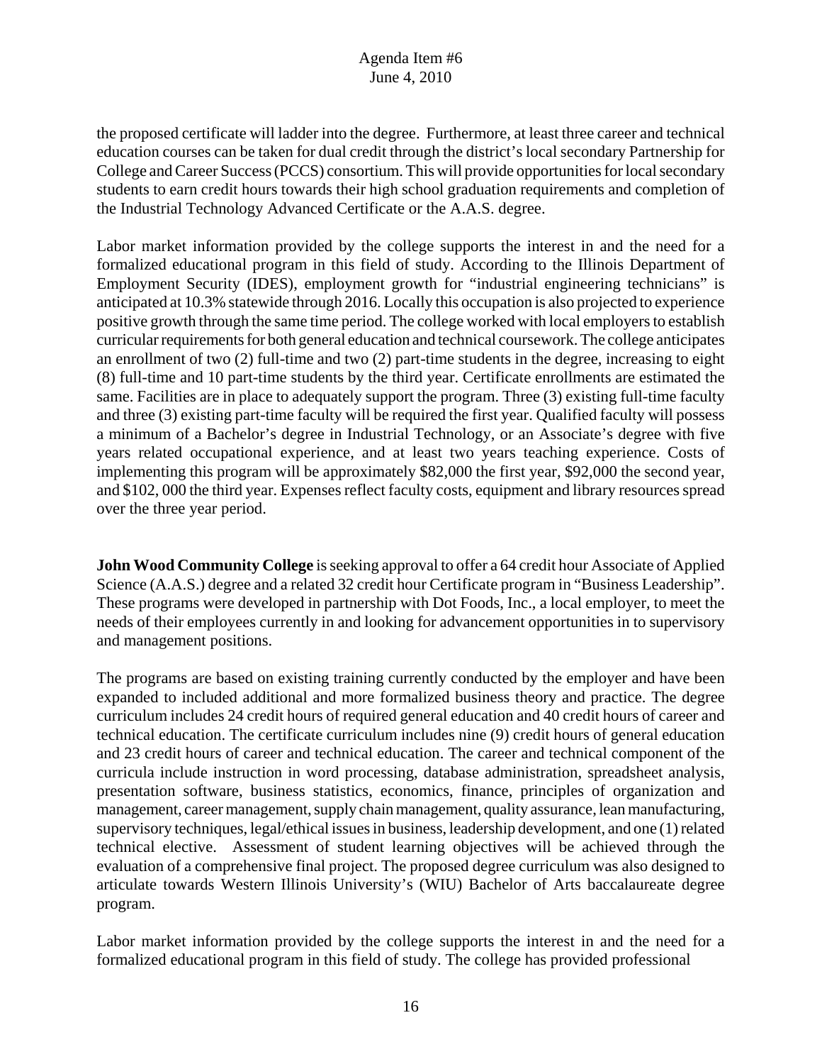the proposed certificate will ladder into the degree. Furthermore, at least three career and technical education courses can be taken for dual credit through the district's local secondary Partnership for College and Career Success (PCCS) consortium. This will provide opportunities for local secondary students to earn credit hours towards their high school graduation requirements and completion of the Industrial Technology Advanced Certificate or the A.A.S. degree.

Labor market information provided by the college supports the interest in and the need for a formalized educational program in this field of study. According to the Illinois Department of Employment Security (IDES), employment growth for "industrial engineering technicians" is anticipated at 10.3% statewide through 2016. Locally this occupation is also projected to experience positive growth through the same time period. The college worked with local employers to establish curricular requirements for both general education and technical coursework. The college anticipates an enrollment of two (2) full-time and two (2) part-time students in the degree, increasing to eight (8) full-time and 10 part-time students by the third year. Certificate enrollments are estimated the same. Facilities are in place to adequately support the program. Three (3) existing full-time faculty and three (3) existing part-time faculty will be required the first year. Qualified faculty will possess a minimum of a Bachelor's degree in Industrial Technology, or an Associate's degree with five years related occupational experience, and at least two years teaching experience. Costs of implementing this program will be approximately $82,000 the first year, $92,000 the second year, and $102, 000 the third year. Expenses reflect faculty costs, equipment and library resources spread over the three year period.

**John Wood Community College** is seeking approval to offer a 64 credit hour Associate of Applied Science (A.A.S.) degree and a related 32 credit hour Certificate program in "Business Leadership". These programs were developed in partnership with Dot Foods, Inc., a local employer, to meet the needs of their employees currently in and looking for advancement opportunities in to supervisory and management positions.

The programs are based on existing training currently conducted by the employer and have been expanded to included additional and more formalized business theory and practice. The degree curriculum includes 24 credit hours of required general education and 40 credit hours of career and technical education. The certificate curriculum includes nine (9) credit hours of general education and 23 credit hours of career and technical education. The career and technical component of the curricula include instruction in word processing, database administration, spreadsheet analysis, presentation software, business statistics, economics, finance, principles of organization and management, career management, supply chain management, quality assurance, lean manufacturing, supervisory techniques, legal/ethical issues in business, leadership development, and one (1) related technical elective. Assessment of student learning objectives will be achieved through the evaluation of a comprehensive final project. The proposed degree curriculum was also designed to articulate towards Western Illinois University's (WIU) Bachelor of Arts baccalaureate degree program.

Labor market information provided by the college supports the interest in and the need for a formalized educational program in this field of study. The college has provided professional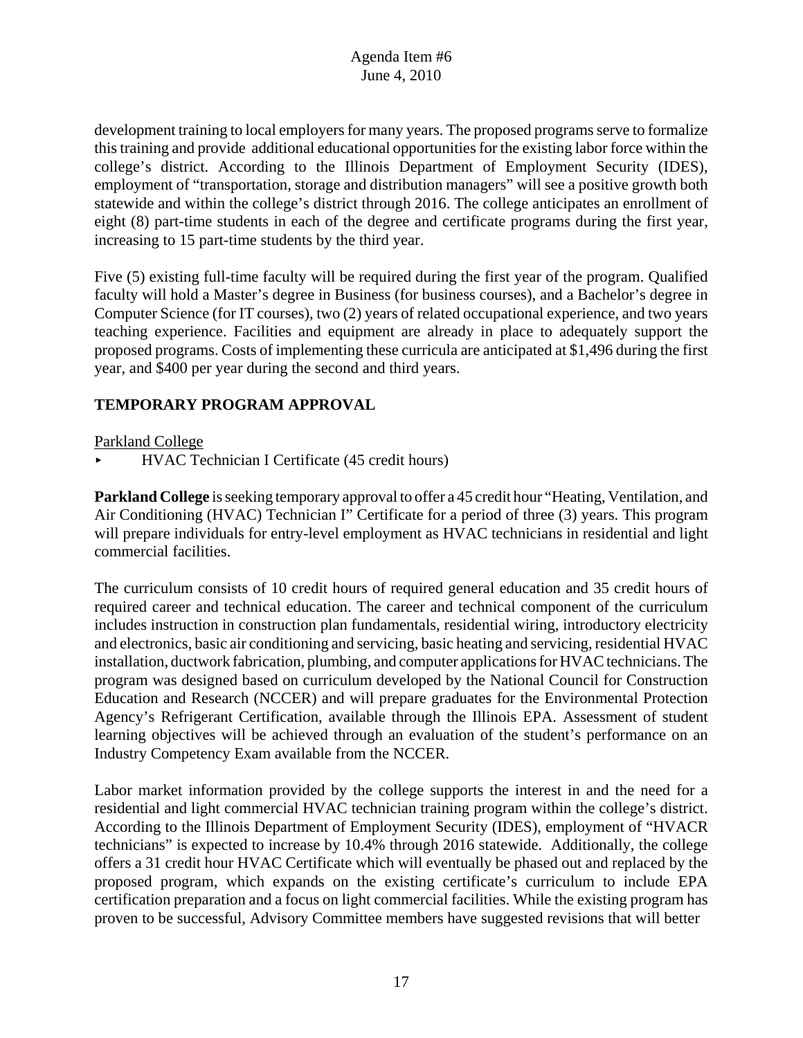development training to local employers for many years. The proposed programs serve to formalize this training and provide additional educational opportunities for the existing labor force within the college's district. According to the Illinois Department of Employment Security (IDES), employment of "transportation, storage and distribution managers" will see a positive growth both statewide and within the college's district through 2016. The college anticipates an enrollment of eight (8) part-time students in each of the degree and certificate programs during the first year, increasing to 15 part-time students by the third year.

Five (5) existing full-time faculty will be required during the first year of the program. Qualified faculty will hold a Master's degree in Business (for business courses), and a Bachelor's degree in Computer Science (for IT courses), two (2) years of related occupational experience, and two years teaching experience. Facilities and equipment are already in place to adequately support the proposed programs. Costs of implementing these curricula are anticipated at $1,496 during the first year, and $400 per year during the second and third years.

## TEMPORARY PROGRAM APPROVAL

Parkland College

- HVAC Technician I Certificate (45 credit hours)

**Parkland College** is seeking temporary approval to offer a 45 credit hour "Heating, Ventilation, and Air Conditioning (HVAC) Technician I" Certificate for a period of three (3) years. This program will prepare individuals for entry-level employment as HVAC technicians in residential and light commercial facilities.

The curriculum consists of 10 credit hours of required general education and 35 credit hours of required career and technical education. The career and technical component of the curriculum includes instruction in construction plan fundamentals, residential wiring, introductory electricity and electronics, basic air conditioning and servicing, basic heating and servicing, residential HVAC installation, ductwork fabrication, plumbing, and computer applications for HVAC technicians. The program was designed based on curriculum developed by the National Council for Construction Education and Research (NCCER) and will prepare graduates for the Environmental Protection Agency's Refrigerant Certification, available through the Illinois EPA. Assessment of student learning objectives will be achieved through an evaluation of the student's performance on an Industry Competency Exam available from the NCCER.

Labor market information provided by the college supports the interest in and the need for a residential and light commercial HVAC technician training program within the college's district. According to the Illinois Department of Employment Security (IDES), employment of "HVACR technicians" is expected to increase by 10.4% through 2016 statewide. Additionally, the college offers a 31 credit hour HVAC Certificate which will eventually be phased out and replaced by the proposed program, which expands on the existing certificate's curriculum to include EPA certification preparation and a focus on light commercial facilities. While the existing program has proven to be successful, Advisory Committee members have suggested revisions that will better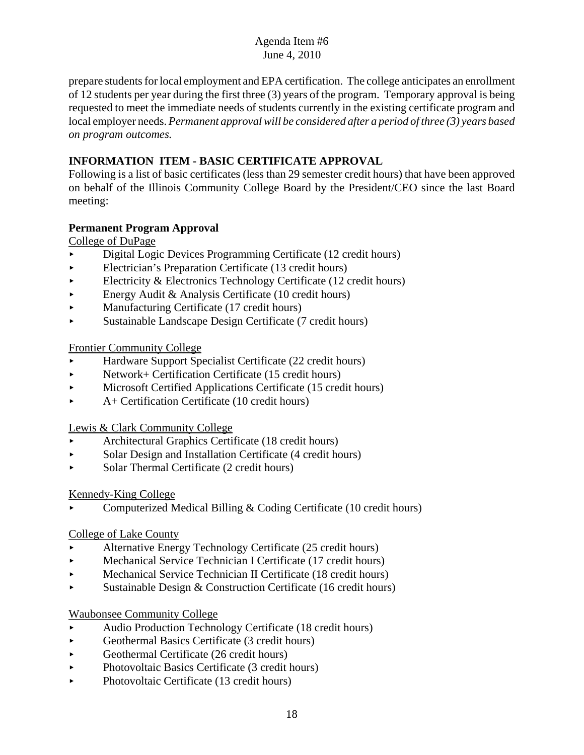prepare students for local employment and EPA certification. The college anticipates an enrollment of 12 students per year during the first three (3) years of the program. Temporary approval is being requested to meet the immediate needs of students currently in the existing certificate program and local employer needs. *Permanent approval will be considered after a period of three (3) years based on program outcomes.*

## INFORMATION ITEM - BASIC CERTIFICATE APPROVAL

Following is a list of basic certificates (less than 29 semester credit hours) that have been approved on behalf of the Illinois Community College Board by the President/CEO since the last Board meeting:

### Permanent Program Approval

College of DuPage

- Digital Logic Devices Programming Certificate (12 credit hours)
- Electrician's Preparation Certificate (13 credit hours)
- Electricity & Electronics Technology Certificate (12 credit hours)
- Energy Audit & Analysis Certificate (10 credit hours)
- Manufacturing Certificate (17 credit hours)
- Sustainable Landscape Design Certificate (7 credit hours)

Frontier Community College

- Hardware Support Specialist Certificate (22 credit hours)
- Network+ Certification Certificate (15 credit hours)
- Microsoft Certified Applications Certificate (15 credit hours)
- A+ Certification Certificate (10 credit hours)

Lewis & Clark Community College

- Architectural Graphics Certificate (18 credit hours)
- Solar Design and Installation Certificate (4 credit hours)
- Solar Thermal Certificate (2 credit hours)

Kennedy-King College

- Computerized Medical Billing & Coding Certificate (10 credit hours)

College of Lake County

- Alternative Energy Technology Certificate (25 credit hours)
- Mechanical Service Technician I Certificate (17 credit hours)
- Mechanical Service Technician II Certificate (18 credit hours)
- Sustainable Design & Construction Certificate (16 credit hours)

Waubonsee Community College

- Audio Production Technology Certificate (18 credit hours)
- Geothermal Basics Certificate (3 credit hours)
- Geothermal Certificate (26 credit hours)
- Photovoltaic Basics Certificate (3 credit hours)
- Photovoltaic Certificate (13 credit hours)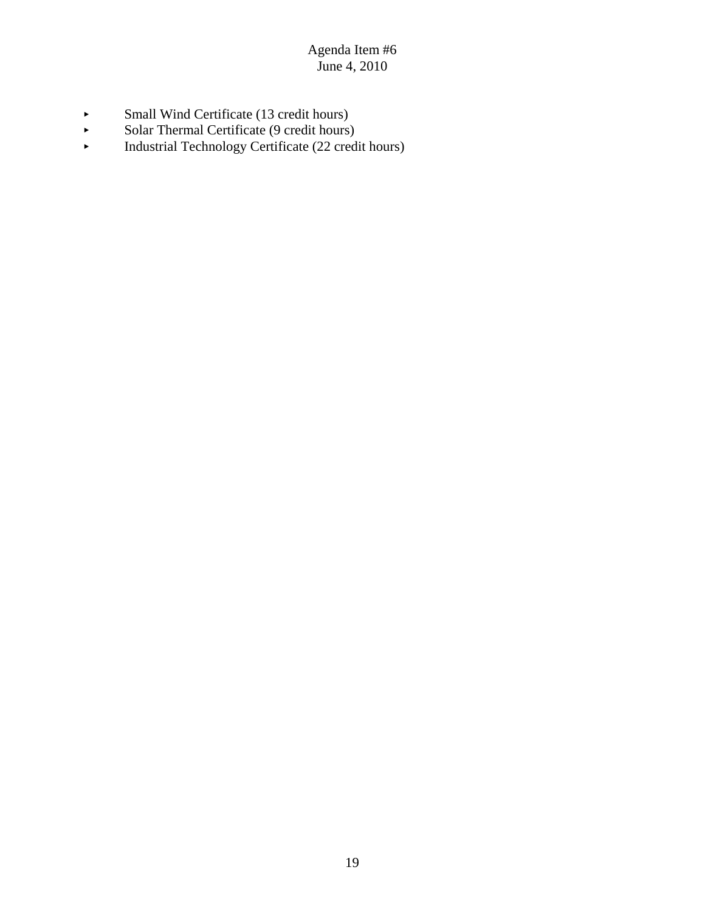- Small Wind Certificate (13 credit hours)
- Solar Thermal Certificate (9 credit hours)
- Industrial Technology Certificate (22 credit hours)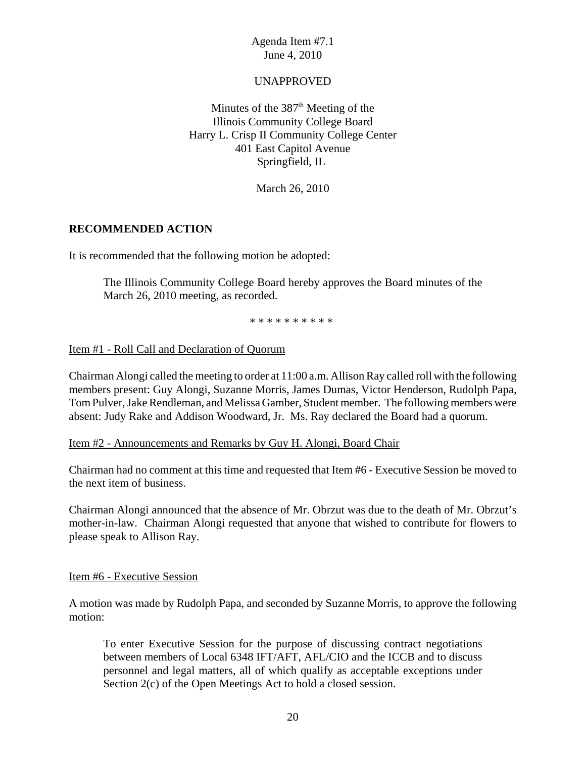Agenda Item #7.1
June 4, 2010

UNAPPROVED

Minutes of the 387th Meeting of the
Illinois Community College Board
Harry L. Crisp II Community College Center
401 East Capitol Avenue
Springfield, IL

March 26, 2010

**RECOMMENDED ACTION**

It is recommended that the following motion be adopted:

> The Illinois Community College Board hereby approves the Board minutes of the March 26, 2010 meeting, as recorded.

* * * * * * * * * *

Item #1 - Roll Call and Declaration of Quorum

Chairman Alongi called the meeting to order at 11:00 a.m. Allison Ray called roll with the following members present: Guy Alongi, Suzanne Morris, James Dumas, Victor Henderson, Rudolph Papa, Tom Pulver, Jake Rendleman, and Melissa Gamber, Student member. The following members were absent: Judy Rake and Addison Woodward, Jr. Ms. Ray declared the Board had a quorum.

Item #2 - Announcements and Remarks by Guy H. Alongi, Board Chair

Chairman had no comment at this time and requested that Item #6 - Executive Session be moved to the next item of business.

Chairman Alongi announced that the absence of Mr. Obrzut was due to the death of Mr. Obrzut's mother-in-law. Chairman Alongi requested that anyone that wished to contribute for flowers to please speak to Allison Ray.

Item #6 - Executive Session

A motion was made by Rudolph Papa, and seconded by Suzanne Morris, to approve the following motion:

> To enter Executive Session for the purpose of discussing contract negotiations between members of Local 6348 IFT/AFT, AFL/CIO and the ICCB and to discuss personnel and legal matters, all of which qualify as acceptable exceptions under Section 2(c) of the Open Meetings Act to hold a closed session.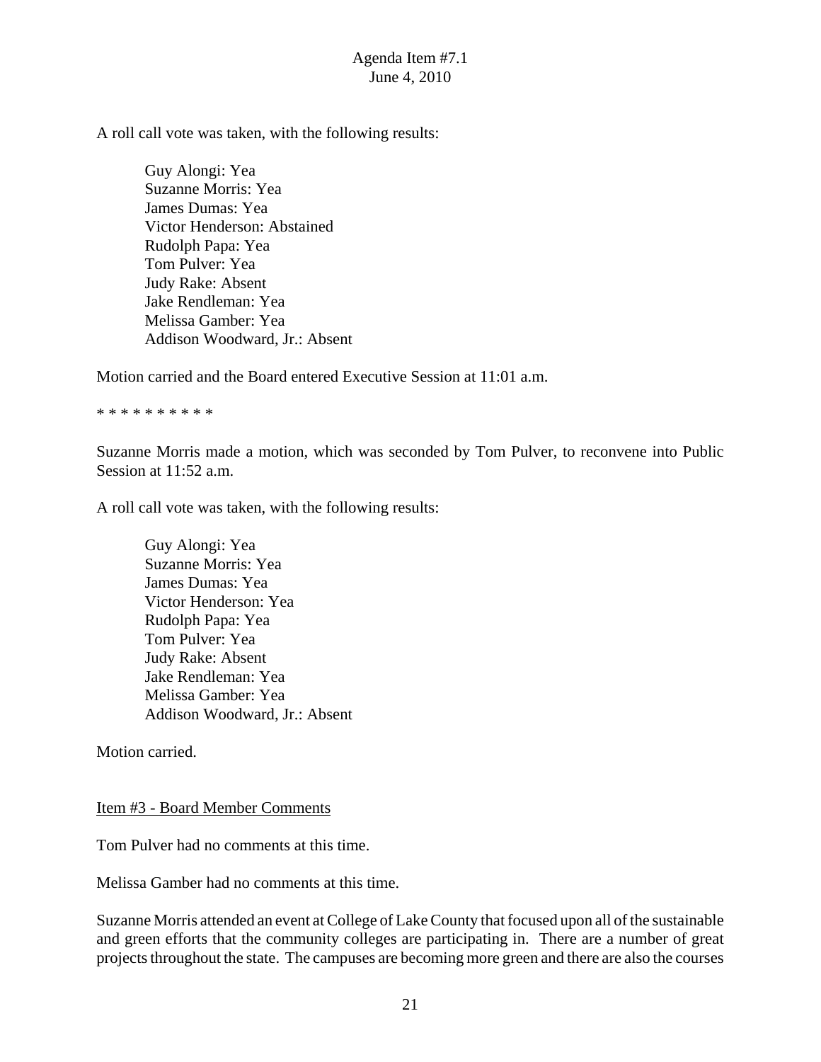A roll call vote was taken, with the following results:

Guy Alongi: Yea
Suzanne Morris: Yea
James Dumas: Yea
Victor Henderson: Abstained
Rudolph Papa: Yea
Tom Pulver: Yea
Judy Rake: Absent
Jake Rendleman: Yea
Melissa Gamber: Yea
Addison Woodward, Jr.: Absent

Motion carried and the Board entered Executive Session at 11:01 a.m.

* * * * * * * * * *

Suzanne Morris made a motion, which was seconded by Tom Pulver, to reconvene into Public Session at 11:52 a.m.

A roll call vote was taken, with the following results:

Guy Alongi: Yea
Suzanne Morris: Yea
James Dumas: Yea
Victor Henderson: Yea
Rudolph Papa: Yea
Tom Pulver: Yea
Judy Rake: Absent
Jake Rendleman: Yea
Melissa Gamber: Yea
Addison Woodward, Jr.: Absent

Motion carried.

Item #3 - Board Member Comments

Tom Pulver had no comments at this time.

Melissa Gamber had no comments at this time.

Suzanne Morris attended an event at College of Lake County that focused upon all of the sustainable and green efforts that the community colleges are participating in. There are a number of great projects throughout the state. The campuses are becoming more green and there are also the courses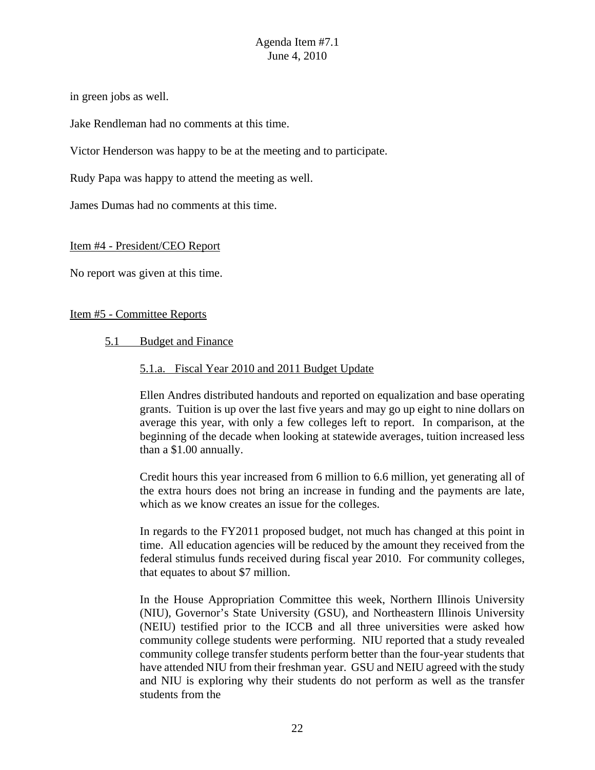in green jobs as well.

Jake Rendleman had no comments at this time.

Victor Henderson was happy to be at the meeting and to participate.

Rudy Papa was happy to attend the meeting as well.

James Dumas had no comments at this time.

Item #4 - President/CEO Report

No report was given at this time.

Item #5 - Committee Reports

5.1 Budget and Finance

5.1.a. Fiscal Year 2010 and 2011 Budget Update

Ellen Andres distributed handouts and reported on equalization and base operating grants. Tuition is up over the last five years and may go up eight to nine dollars on average this year, with only a few colleges left to report. In comparison, at the beginning of the decade when looking at statewide averages, tuition increased less than a $1.00 annually.

Credit hours this year increased from 6 million to 6.6 million, yet generating all of the extra hours does not bring an increase in funding and the payments are late, which as we know creates an issue for the colleges.

In regards to the FY2011 proposed budget, not much has changed at this point in time. All education agencies will be reduced by the amount they received from the federal stimulus funds received during fiscal year 2010. For community colleges, that equates to about $7 million.

In the House Appropriation Committee this week, Northern Illinois University (NIU), Governor's State University (GSU), and Northeastern Illinois University (NEIU) testified prior to the ICCB and all three universities were asked how community college students were performing. NIU reported that a study revealed community college transfer students perform better than the four-year students that have attended NIU from their freshman year. GSU and NEIU agreed with the study and NIU is exploring why their students do not perform as well as the transfer students from the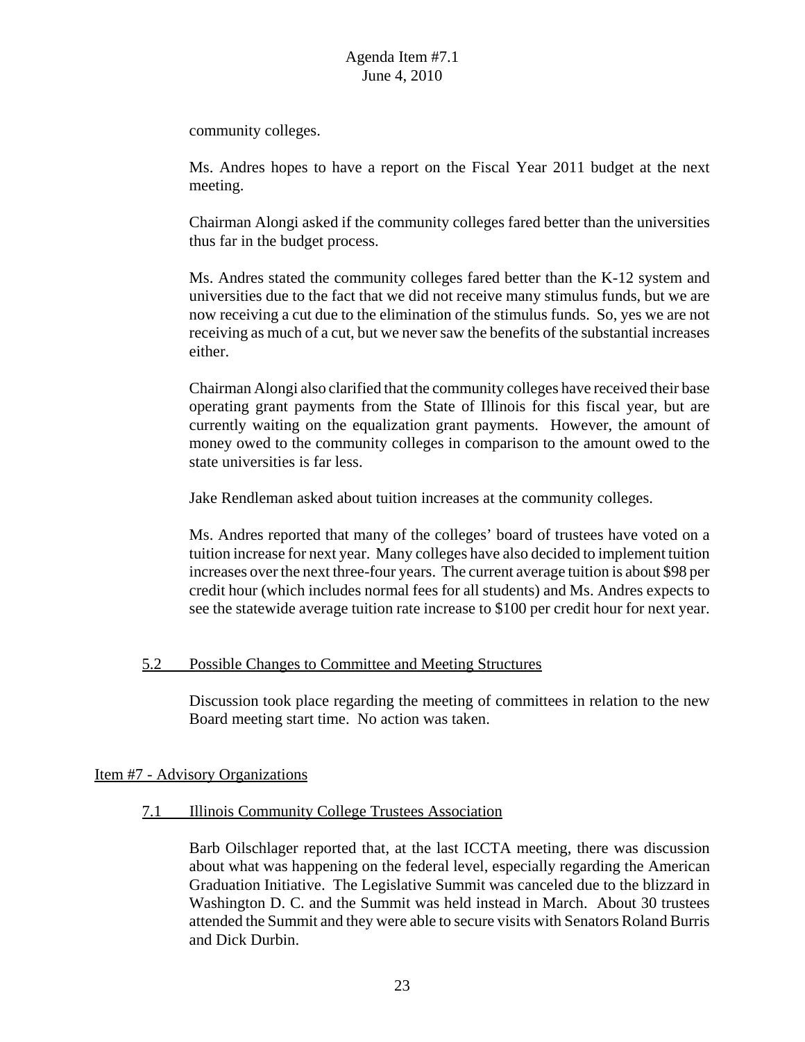community colleges.

Ms. Andres hopes to have a report on the Fiscal Year 2011 budget at the next meeting.

Chairman Alongi asked if the community colleges fared better than the universities thus far in the budget process.

Ms. Andres stated the community colleges fared better than the K-12 system and universities due to the fact that we did not receive many stimulus funds, but we are now receiving a cut due to the elimination of the stimulus funds. So, yes we are not receiving as much of a cut, but we never saw the benefits of the substantial increases either.

Chairman Alongi also clarified that the community colleges have received their base operating grant payments from the State of Illinois for this fiscal year, but are currently waiting on the equalization grant payments. However, the amount of money owed to the community colleges in comparison to the amount owed to the state universities is far less.

Jake Rendleman asked about tuition increases at the community colleges.

Ms. Andres reported that many of the colleges' board of trustees have voted on a tuition increase for next year. Many colleges have also decided to implement tuition increases over the next three-four years. The current average tuition is about $98 per credit hour (which includes normal fees for all students) and Ms. Andres expects to see the statewide average tuition rate increase to $100 per credit hour for next year.

### 5.2 Possible Changes to Committee and Meeting Structures

Discussion took place regarding the meeting of committees in relation to the new Board meeting start time. No action was taken.

## Item #7 - Advisory Organizations

### 7.1 Illinois Community College Trustees Association

Barb Oilschlager reported that, at the last ICCTA meeting, there was discussion about what was happening on the federal level, especially regarding the American Graduation Initiative. The Legislative Summit was canceled due to the blizzard in Washington D. C. and the Summit was held instead in March. About 30 trustees attended the Summit and they were able to secure visits with Senators Roland Burris and Dick Durbin.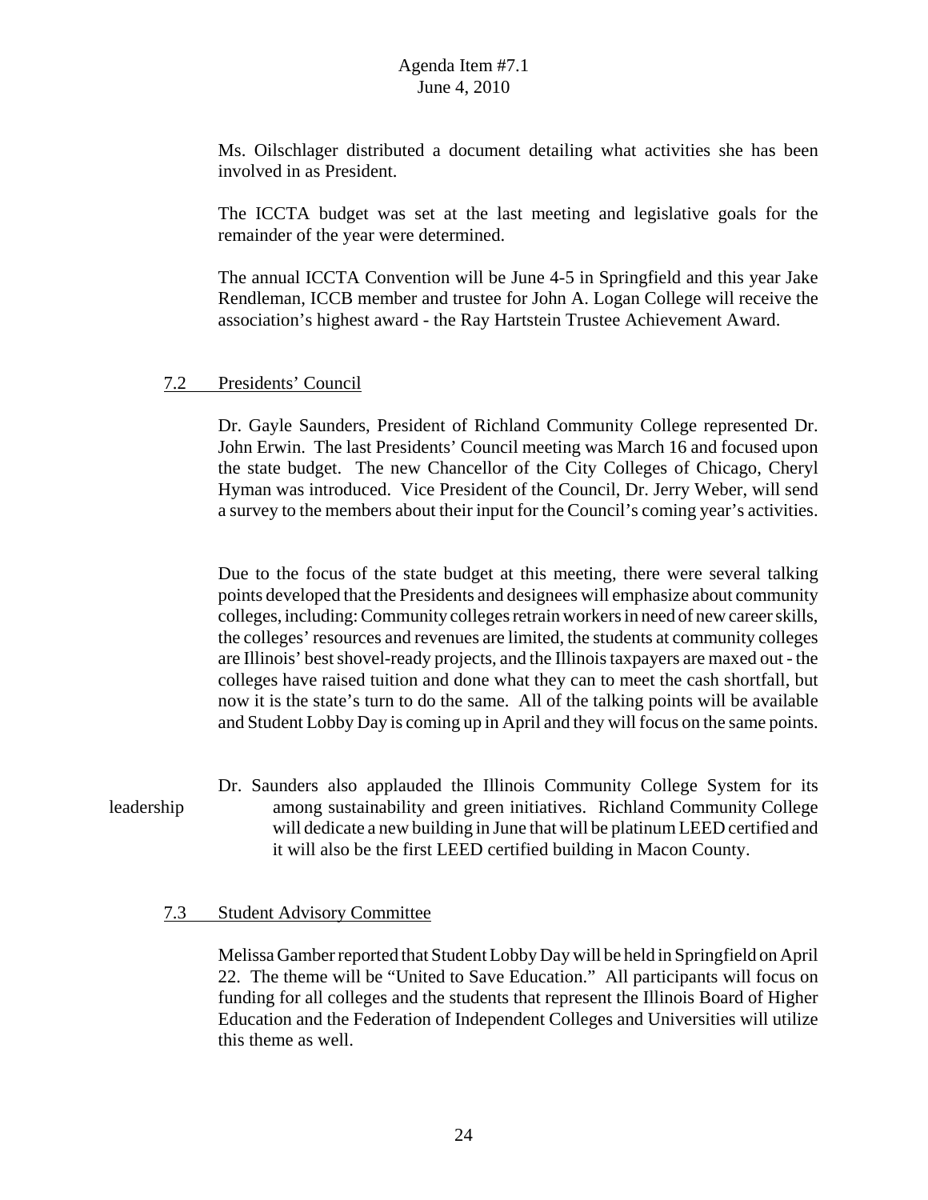Ms. Oilschlager distributed a document detailing what activities she has been involved in as President.

The ICCTA budget was set at the last meeting and legislative goals for the remainder of the year were determined.

The annual ICCTA Convention will be June 4-5 in Springfield and this year Jake Rendleman, ICCB member and trustee for John A. Logan College will receive the association's highest award - the Ray Hartstein Trustee Achievement Award.

### 7.2 Presidents' Council

Dr. Gayle Saunders, President of Richland Community College represented Dr. John Erwin. The last Presidents' Council meeting was March 16 and focused upon the state budget. The new Chancellor of the City Colleges of Chicago, Cheryl Hyman was introduced. Vice President of the Council, Dr. Jerry Weber, will send a survey to the members about their input for the Council's coming year's activities.

Due to the focus of the state budget at this meeting, there were several talking points developed that the Presidents and designees will emphasize about community colleges, including: Community colleges retrain workers in need of new career skills, the colleges' resources and revenues are limited, the students at community colleges are Illinois' best shovel-ready projects, and the Illinois taxpayers are maxed out - the colleges have raised tuition and done what they can to meet the cash shortfall, but now it is the state's turn to do the same. All of the talking points will be available and Student Lobby Day is coming up in April and they will focus on the same points.

Dr. Saunders also applauded the Illinois Community College System for its leadership among sustainability and green initiatives. Richland Community College will dedicate a new building in June that will be platinum LEED certified and it will also be the first LEED certified building in Macon County.

### 7.3 Student Advisory Committee

Melissa Gamber reported that Student Lobby Day will be held in Springfield on April 22. The theme will be "United to Save Education." All participants will focus on funding for all colleges and the students that represent the Illinois Board of Higher Education and the Federation of Independent Colleges and Universities will utilize this theme as well.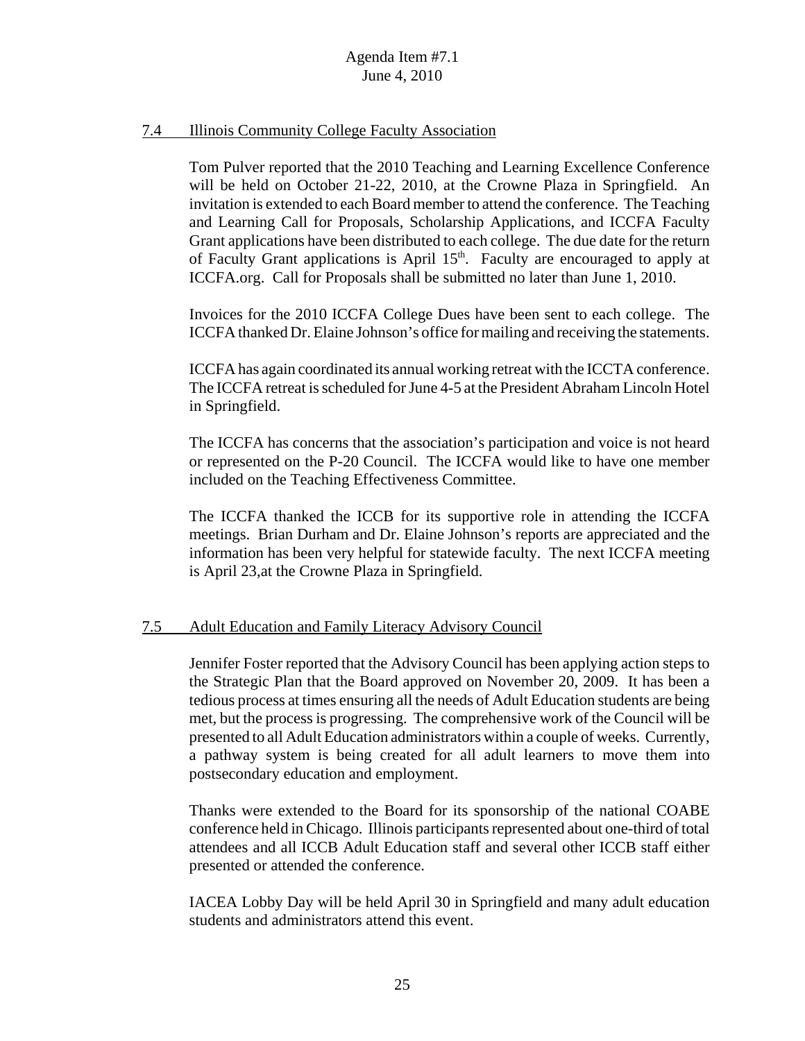## 7.4 Illinois Community College Faculty Association

Tom Pulver reported that the 2010 Teaching and Learning Excellence Conference will be held on October 21-22, 2010, at the Crowne Plaza in Springfield. An invitation is extended to each Board member to attend the conference. The Teaching and Learning Call for Proposals, Scholarship Applications, and ICCFA Faculty Grant applications have been distributed to each college. The due date for the return of Faculty Grant applications is April 15th. Faculty are encouraged to apply at ICCFA.org. Call for Proposals shall be submitted no later than June 1, 2010.

Invoices for the 2010 ICCFA College Dues have been sent to each college. The ICCFA thanked Dr. Elaine Johnson's office for mailing and receiving the statements.

ICCFA has again coordinated its annual working retreat with the ICCTA conference. The ICCFA retreat is scheduled for June 4-5 at the President Abraham Lincoln Hotel in Springfield.

The ICCFA has concerns that the association's participation and voice is not heard or represented on the P-20 Council. The ICCFA would like to have one member included on the Teaching Effectiveness Committee.

The ICCFA thanked the ICCB for its supportive role in attending the ICCFA meetings. Brian Durham and Dr. Elaine Johnson's reports are appreciated and the information has been very helpful for statewide faculty. The next ICCFA meeting is April 23,at the Crowne Plaza in Springfield.

## 7.5 Adult Education and Family Literacy Advisory Council

Jennifer Foster reported that the Advisory Council has been applying action steps to the Strategic Plan that the Board approved on November 20, 2009. It has been a tedious process at times ensuring all the needs of Adult Education students are being met, but the process is progressing. The comprehensive work of the Council will be presented to all Adult Education administrators within a couple of weeks. Currently, a pathway system is being created for all adult learners to move them into postsecondary education and employment.

Thanks were extended to the Board for its sponsorship of the national COABE conference held in Chicago. Illinois participants represented about one-third of total attendees and all ICCB Adult Education staff and several other ICCB staff either presented or attended the conference.

IACEA Lobby Day will be held April 30 in Springfield and many adult education students and administrators attend this event.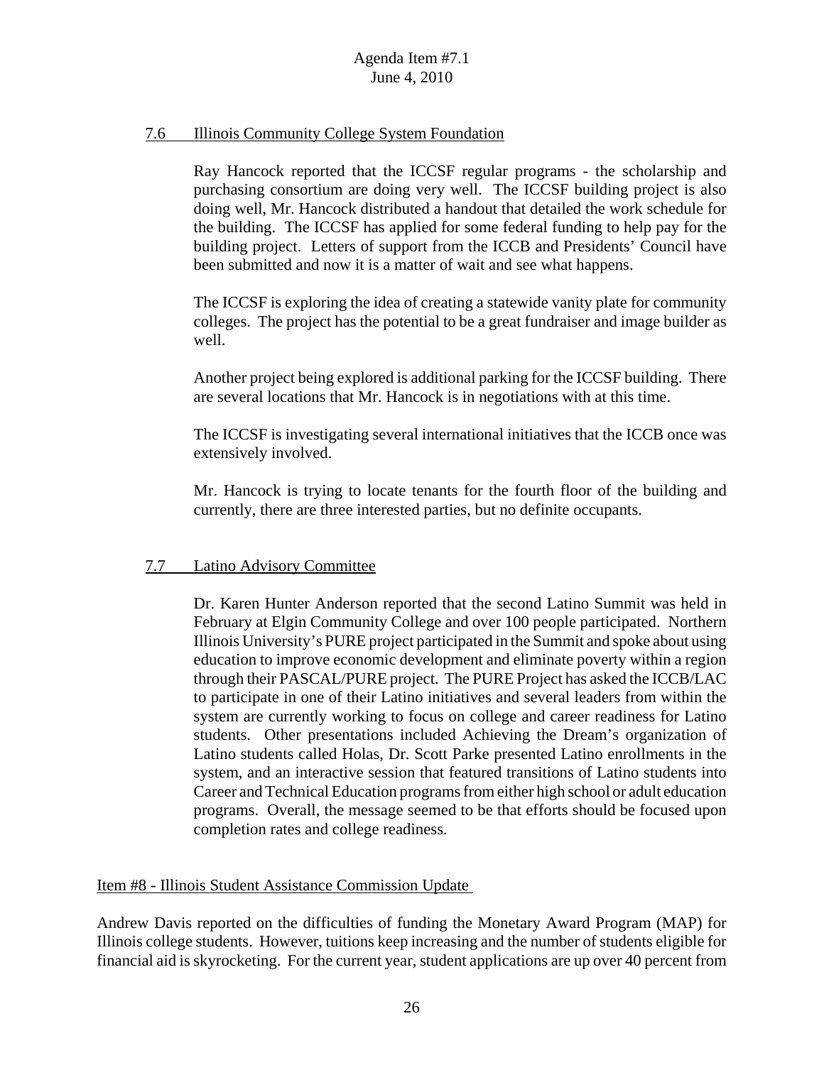## 7.6 Illinois Community College System Foundation

Ray Hancock reported that the ICCSF regular programs - the scholarship and purchasing consortium are doing very well. The ICCSF building project is also doing well, Mr. Hancock distributed a handout that detailed the work schedule for the building. The ICCSF has applied for some federal funding to help pay for the building project. Letters of support from the ICCB and Presidents' Council have been submitted and now it is a matter of wait and see what happens.

The ICCSF is exploring the idea of creating a statewide vanity plate for community colleges. The project has the potential to be a great fundraiser and image builder as well.

Another project being explored is additional parking for the ICCSF building. There are several locations that Mr. Hancock is in negotiations with at this time.

The ICCSF is investigating several international initiatives that the ICCB once was extensively involved.

Mr. Hancock is trying to locate tenants for the fourth floor of the building and currently, there are three interested parties, but no definite occupants.

## 7.7 Latino Advisory Committee

Dr. Karen Hunter Anderson reported that the second Latino Summit was held in February at Elgin Community College and over 100 people participated. Northern Illinois University's PURE project participated in the Summit and spoke about using education to improve economic development and eliminate poverty within a region through their PASCAL/PURE project. The PURE Project has asked the ICCB/LAC to participate in one of their Latino initiatives and several leaders from within the system are currently working to focus on college and career readiness for Latino students. Other presentations included Achieving the Dream's organization of Latino students called Holas, Dr. Scott Parke presented Latino enrollments in the system, and an interactive session that featured transitions of Latino students into Career and Technical Education programs from either high school or adult education programs. Overall, the message seemed to be that efforts should be focused upon completion rates and college readiness.

## Item #8 - Illinois Student Assistance Commission Update

Andrew Davis reported on the difficulties of funding the Monetary Award Program (MAP) for Illinois college students. However, tuitions keep increasing and the number of students eligible for financial aid is skyrocketing. For the current year, student applications are up over 40 percent from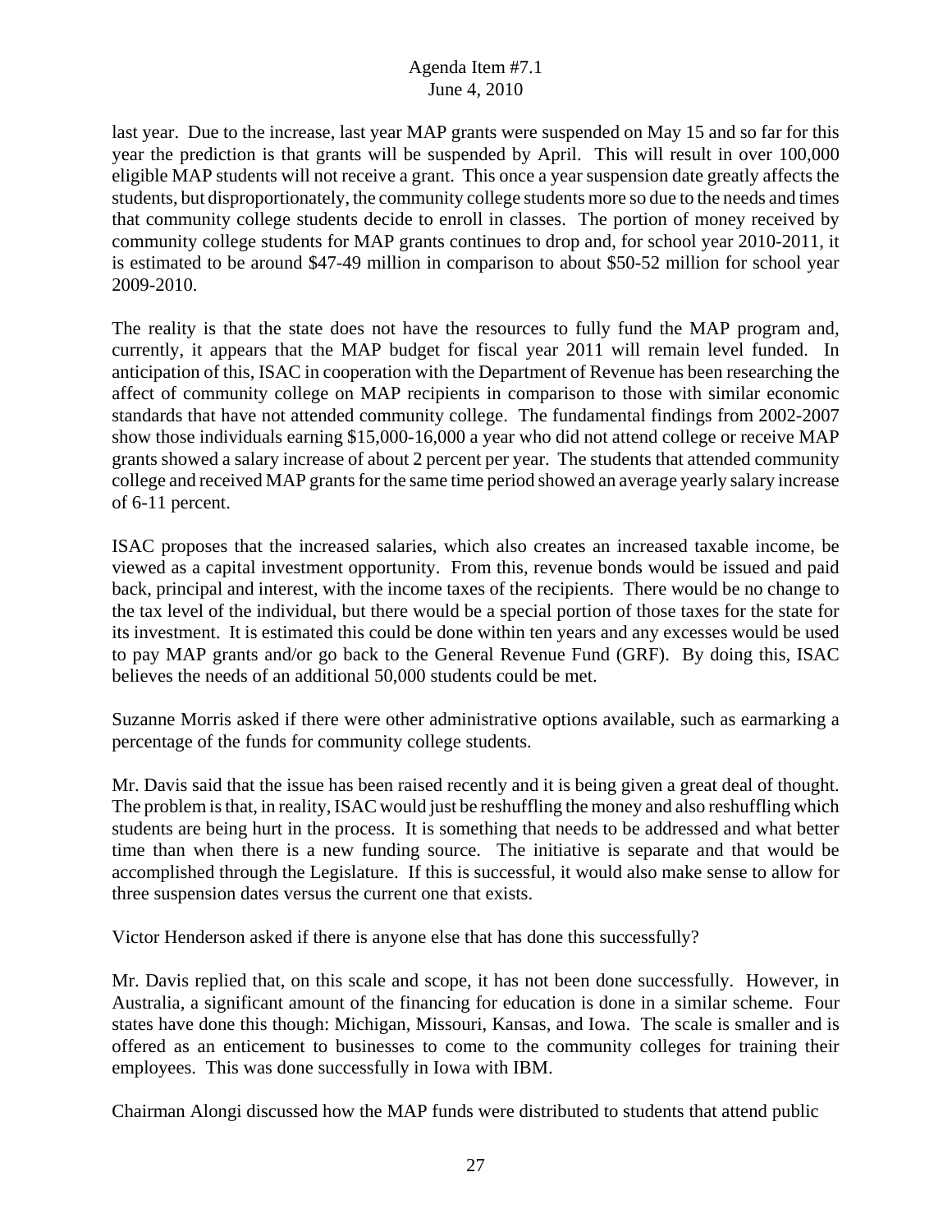last year. Due to the increase, last year MAP grants were suspended on May 15 and so far for this year the prediction is that grants will be suspended by April. This will result in over 100,000 eligible MAP students will not receive a grant. This once a year suspension date greatly affects the students, but disproportionately, the community college students more so due to the needs and times that community college students decide to enroll in classes. The portion of money received by community college students for MAP grants continues to drop and, for school year 2010-2011, it is estimated to be around $47-49 million in comparison to about $50-52 million for school year 2009-2010.

The reality is that the state does not have the resources to fully fund the MAP program and, currently, it appears that the MAP budget for fiscal year 2011 will remain level funded. In anticipation of this, ISAC in cooperation with the Department of Revenue has been researching the affect of community college on MAP recipients in comparison to those with similar economic standards that have not attended community college. The fundamental findings from 2002-2007 show those individuals earning $15,000-16,000 a year who did not attend college or receive MAP grants showed a salary increase of about 2 percent per year. The students that attended community college and received MAP grants for the same time period showed an average yearly salary increase of 6-11 percent.

ISAC proposes that the increased salaries, which also creates an increased taxable income, be viewed as a capital investment opportunity. From this, revenue bonds would be issued and paid back, principal and interest, with the income taxes of the recipients. There would be no change to the tax level of the individual, but there would be a special portion of those taxes for the state for its investment. It is estimated this could be done within ten years and any excesses would be used to pay MAP grants and/or go back to the General Revenue Fund (GRF). By doing this, ISAC believes the needs of an additional 50,000 students could be met.

Suzanne Morris asked if there were other administrative options available, such as earmarking a percentage of the funds for community college students.

Mr. Davis said that the issue has been raised recently and it is being given a great deal of thought. The problem is that, in reality, ISAC would just be reshuffling the money and also reshuffling which students are being hurt in the process. It is something that needs to be addressed and what better time than when there is a new funding source. The initiative is separate and that would be accomplished through the Legislature. If this is successful, it would also make sense to allow for three suspension dates versus the current one that exists.

Victor Henderson asked if there is anyone else that has done this successfully?

Mr. Davis replied that, on this scale and scope, it has not been done successfully. However, in Australia, a significant amount of the financing for education is done in a similar scheme. Four states have done this though: Michigan, Missouri, Kansas, and Iowa. The scale is smaller and is offered as an enticement to businesses to come to the community colleges for training their employees. This was done successfully in Iowa with IBM.

Chairman Alongi discussed how the MAP funds were distributed to students that attend public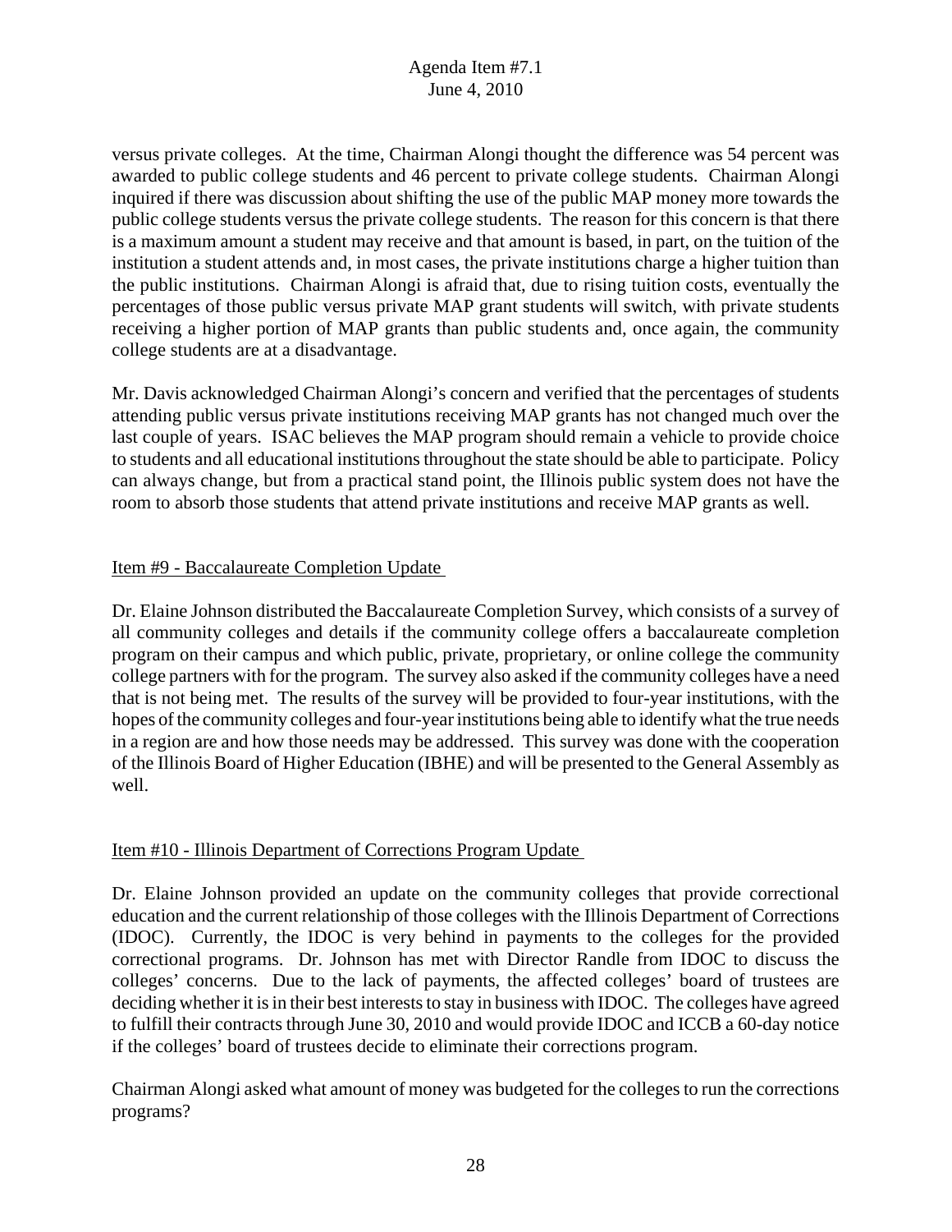versus private colleges. At the time, Chairman Alongi thought the difference was 54 percent was awarded to public college students and 46 percent to private college students. Chairman Alongi inquired if there was discussion about shifting the use of the public MAP money more towards the public college students versus the private college students. The reason for this concern is that there is a maximum amount a student may receive and that amount is based, in part, on the tuition of the institution a student attends and, in most cases, the private institutions charge a higher tuition than the public institutions. Chairman Alongi is afraid that, due to rising tuition costs, eventually the percentages of those public versus private MAP grant students will switch, with private students receiving a higher portion of MAP grants than public students and, once again, the community college students are at a disadvantage.

Mr. Davis acknowledged Chairman Alongi's concern and verified that the percentages of students attending public versus private institutions receiving MAP grants has not changed much over the last couple of years. ISAC believes the MAP program should remain a vehicle to provide choice to students and all educational institutions throughout the state should be able to participate. Policy can always change, but from a practical stand point, the Illinois public system does not have the room to absorb those students that attend private institutions and receive MAP grants as well.

Item #9 - Baccalaureate Completion Update

Dr. Elaine Johnson distributed the Baccalaureate Completion Survey, which consists of a survey of all community colleges and details if the community college offers a baccalaureate completion program on their campus and which public, private, proprietary, or online college the community college partners with for the program. The survey also asked if the community colleges have a need that is not being met. The results of the survey will be provided to four-year institutions, with the hopes of the community colleges and four-year institutions being able to identify what the true needs in a region are and how those needs may be addressed. This survey was done with the cooperation of the Illinois Board of Higher Education (IBHE) and will be presented to the General Assembly as well.

Item #10 - Illinois Department of Corrections Program Update

Dr. Elaine Johnson provided an update on the community colleges that provide correctional education and the current relationship of those colleges with the Illinois Department of Corrections (IDOC). Currently, the IDOC is very behind in payments to the colleges for the provided correctional programs. Dr. Johnson has met with Director Randle from IDOC to discuss the colleges' concerns. Due to the lack of payments, the affected colleges' board of trustees are deciding whether it is in their best interests to stay in business with IDOC. The colleges have agreed to fulfill their contracts through June 30, 2010 and would provide IDOC and ICCB a 60-day notice if the colleges' board of trustees decide to eliminate their corrections program.

Chairman Alongi asked what amount of money was budgeted for the colleges to run the corrections programs?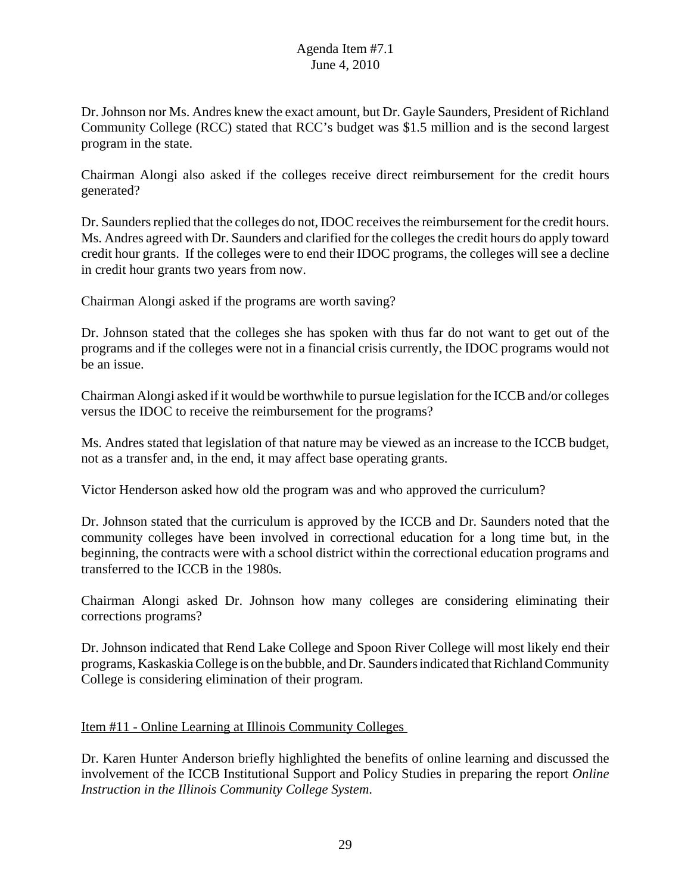Dr. Johnson nor Ms. Andres knew the exact amount, but Dr. Gayle Saunders, President of Richland Community College (RCC) stated that RCC's budget was $1.5 million and is the second largest program in the state.

Chairman Alongi also asked if the colleges receive direct reimbursement for the credit hours generated?

Dr. Saunders replied that the colleges do not, IDOC receives the reimbursement for the credit hours. Ms. Andres agreed with Dr. Saunders and clarified for the colleges the credit hours do apply toward credit hour grants. If the colleges were to end their IDOC programs, the colleges will see a decline in credit hour grants two years from now.

Chairman Alongi asked if the programs are worth saving?

Dr. Johnson stated that the colleges she has spoken with thus far do not want to get out of the programs and if the colleges were not in a financial crisis currently, the IDOC programs would not be an issue.

Chairman Alongi asked if it would be worthwhile to pursue legislation for the ICCB and/or colleges versus the IDOC to receive the reimbursement for the programs?

Ms. Andres stated that legislation of that nature may be viewed as an increase to the ICCB budget, not as a transfer and, in the end, it may affect base operating grants.

Victor Henderson asked how old the program was and who approved the curriculum?

Dr. Johnson stated that the curriculum is approved by the ICCB and Dr. Saunders noted that the community colleges have been involved in correctional education for a long time but, in the beginning, the contracts were with a school district within the correctional education programs and transferred to the ICCB in the 1980s.

Chairman Alongi asked Dr. Johnson how many colleges are considering eliminating their corrections programs?

Dr. Johnson indicated that Rend Lake College and Spoon River College will most likely end their programs, Kaskaskia College is on the bubble, and Dr. Saunders indicated that Richland Community College is considering elimination of their program.

Item #11 - Online Learning at Illinois Community Colleges

Dr. Karen Hunter Anderson briefly highlighted the benefits of online learning and discussed the involvement of the ICCB Institutional Support and Policy Studies in preparing the report *Online Instruction in the Illinois Community College System*.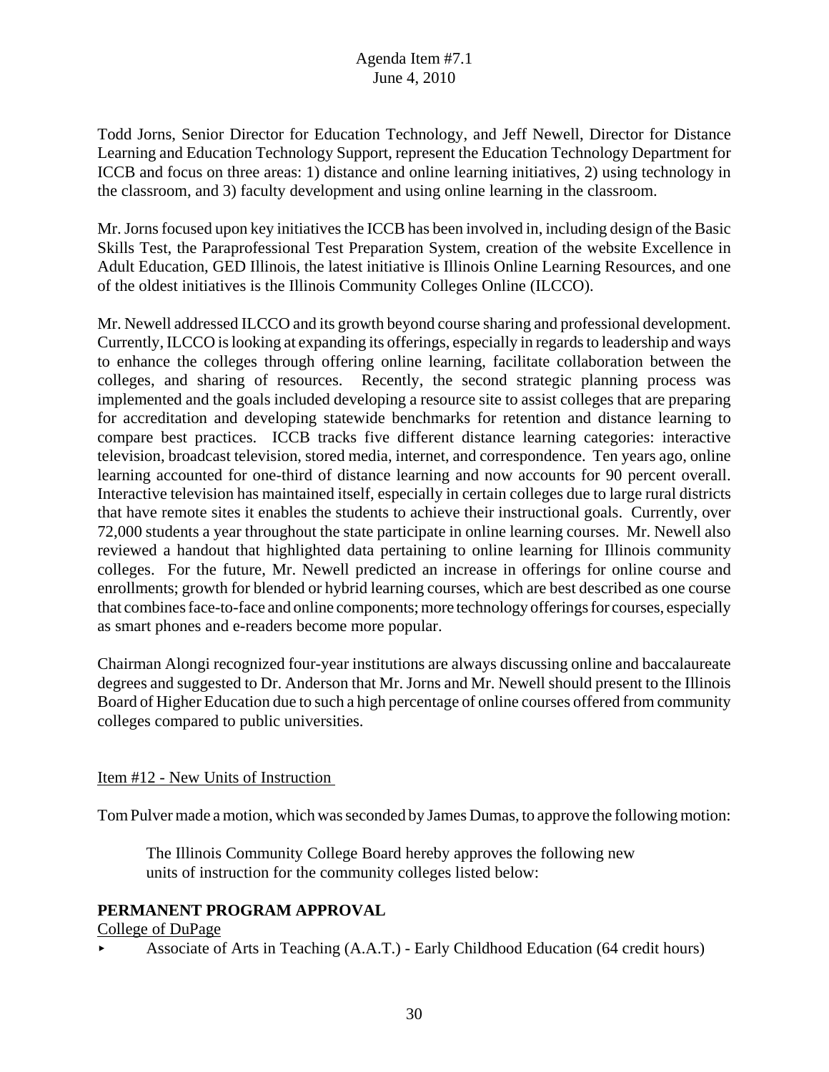Todd Jorns, Senior Director for Education Technology, and Jeff Newell, Director for Distance Learning and Education Technology Support, represent the Education Technology Department for ICCB and focus on three areas: 1) distance and online learning initiatives, 2) using technology in the classroom, and 3) faculty development and using online learning in the classroom.

Mr. Jorns focused upon key initiatives the ICCB has been involved in, including design of the Basic Skills Test, the Paraprofessional Test Preparation System, creation of the website Excellence in Adult Education, GED Illinois, the latest initiative is Illinois Online Learning Resources, and one of the oldest initiatives is the Illinois Community Colleges Online (ILCCO).

Mr. Newell addressed ILCCO and its growth beyond course sharing and professional development. Currently, ILCCO is looking at expanding its offerings, especially in regards to leadership and ways to enhance the colleges through offering online learning, facilitate collaboration between the colleges, and sharing of resources. Recently, the second strategic planning process was implemented and the goals included developing a resource site to assist colleges that are preparing for accreditation and developing statewide benchmarks for retention and distance learning to compare best practices. ICCB tracks five different distance learning categories: interactive television, broadcast television, stored media, internet, and correspondence. Ten years ago, online learning accounted for one-third of distance learning and now accounts for 90 percent overall. Interactive television has maintained itself, especially in certain colleges due to large rural districts that have remote sites it enables the students to achieve their instructional goals. Currently, over 72,000 students a year throughout the state participate in online learning courses. Mr. Newell also reviewed a handout that highlighted data pertaining to online learning for Illinois community colleges. For the future, Mr. Newell predicted an increase in offerings for online course and enrollments; growth for blended or hybrid learning courses, which are best described as one course that combines face-to-face and online components; more technology offerings for courses, especially as smart phones and e-readers become more popular.

Chairman Alongi recognized four-year institutions are always discussing online and baccalaureate degrees and suggested to Dr. Anderson that Mr. Jorns and Mr. Newell should present to the Illinois Board of Higher Education due to such a high percentage of online courses offered from community colleges compared to public universities.

Item #12 - New Units of Instruction

Tom Pulver made a motion, which was seconded by James Dumas, to approve the following motion:

> The Illinois Community College Board hereby approves the following new units of instruction for the community colleges listed below:

**PERMANENT PROGRAM APPROVAL**

College of DuPage

- Associate of Arts in Teaching (A.A.T.) - Early Childhood Education (64 credit hours)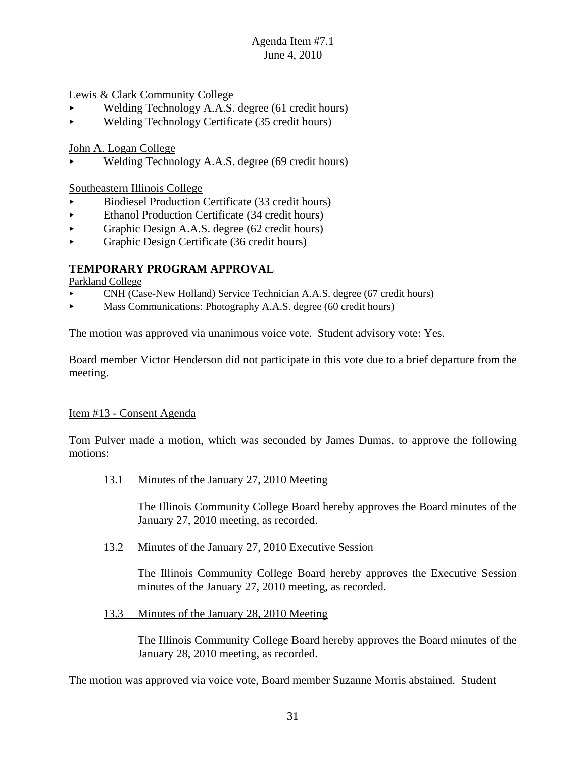Lewis & Clark Community College

- Welding Technology A.A.S. degree (61 credit hours)
- Welding Technology Certificate (35 credit hours)

John A. Logan College

- Welding Technology A.A.S. degree (69 credit hours)

Southeastern Illinois College

- Biodiesel Production Certificate (33 credit hours)
- Ethanol Production Certificate (34 credit hours)
- Graphic Design A.A.S. degree (62 credit hours)
- Graphic Design Certificate (36 credit hours)

**TEMPORARY PROGRAM APPROVAL**

Parkland College

- CNH (Case-New Holland) Service Technician A.A.S. degree (67 credit hours)
- Mass Communications: Photography A.A.S. degree (60 credit hours)

The motion was approved via unanimous voice vote. Student advisory vote: Yes.

Board member Victor Henderson did not participate in this vote due to a brief departure from the meeting.

Item #13 - Consent Agenda

Tom Pulver made a motion, which was seconded by James Dumas, to approve the following motions:

13.1 Minutes of the January 27, 2010 Meeting

The Illinois Community College Board hereby approves the Board minutes of the January 27, 2010 meeting, as recorded.

13.2 Minutes of the January 27, 2010 Executive Session

The Illinois Community College Board hereby approves the Executive Session minutes of the January 27, 2010 meeting, as recorded.

13.3 Minutes of the January 28, 2010 Meeting

The Illinois Community College Board hereby approves the Board minutes of the January 28, 2010 meeting, as recorded.

The motion was approved via voice vote, Board member Suzanne Morris abstained. Student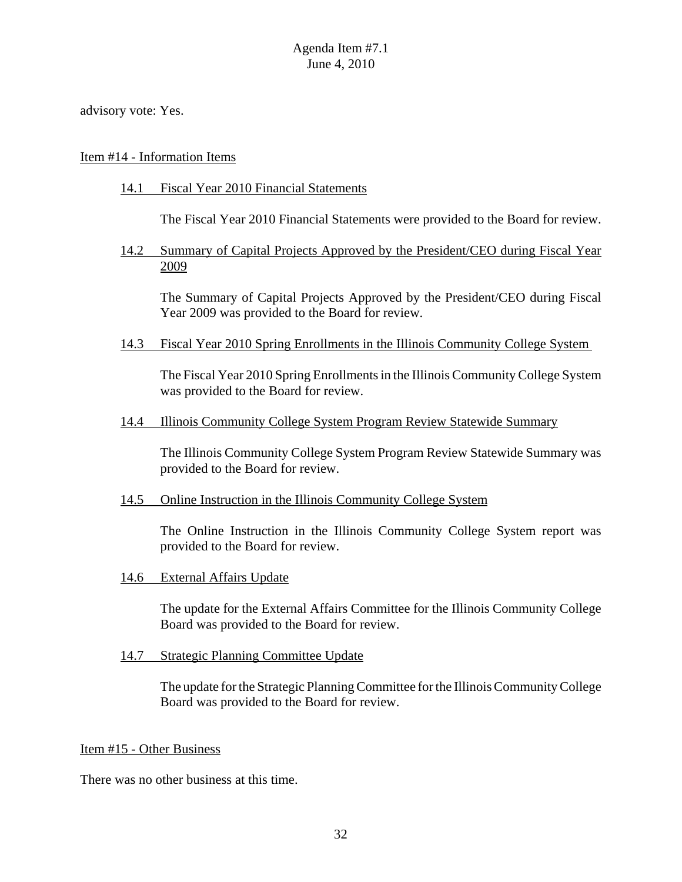advisory vote: Yes.

Item #14 - Information Items

14.1 Fiscal Year 2010 Financial Statements

The Fiscal Year 2010 Financial Statements were provided to the Board for review.

14.2 Summary of Capital Projects Approved by the President/CEO during Fiscal Year 2009

The Summary of Capital Projects Approved by the President/CEO during Fiscal Year 2009 was provided to the Board for review.

14.3 Fiscal Year 2010 Spring Enrollments in the Illinois Community College System

The Fiscal Year 2010 Spring Enrollments in the Illinois Community College System was provided to the Board for review.

14.4 Illinois Community College System Program Review Statewide Summary

The Illinois Community College System Program Review Statewide Summary was provided to the Board for review.

14.5 Online Instruction in the Illinois Community College System

The Online Instruction in the Illinois Community College System report was provided to the Board for review.

14.6 External Affairs Update

The update for the External Affairs Committee for the Illinois Community College Board was provided to the Board for review.

14.7 Strategic Planning Committee Update

The update for the Strategic Planning Committee for the Illinois Community College Board was provided to the Board for review.

Item #15 - Other Business

There was no other business at this time.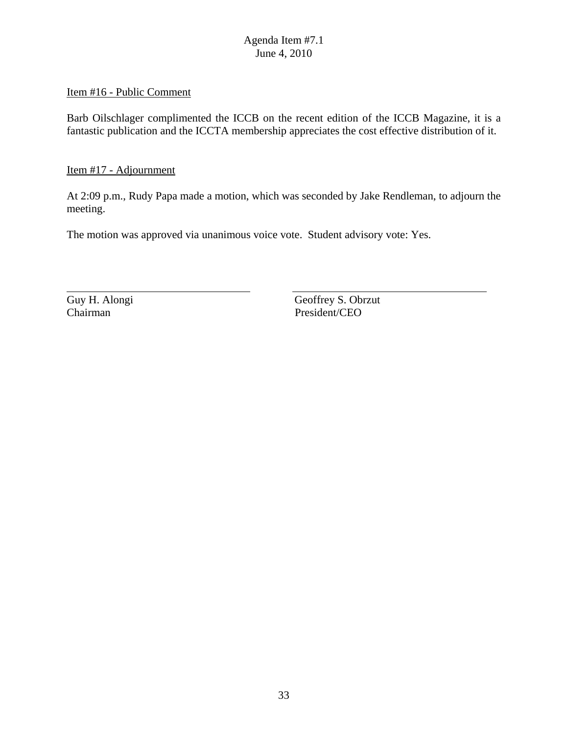Item #16 - Public Comment

Barb Oilschlager complimented the ICCB on the recent edition of the ICCB Magazine, it is a fantastic publication and the ICCTA membership appreciates the cost effective distribution of it.

Item #17 - Adjournment

At 2:09 p.m., Rudy Papa made a motion, which was seconded by Jake Rendleman, to adjourn the meeting.

The motion was approved via unanimous voice vote. Student advisory vote: Yes.

Guy H. Alongi
Chairman

Geoffrey S. Obrzut
President/CEO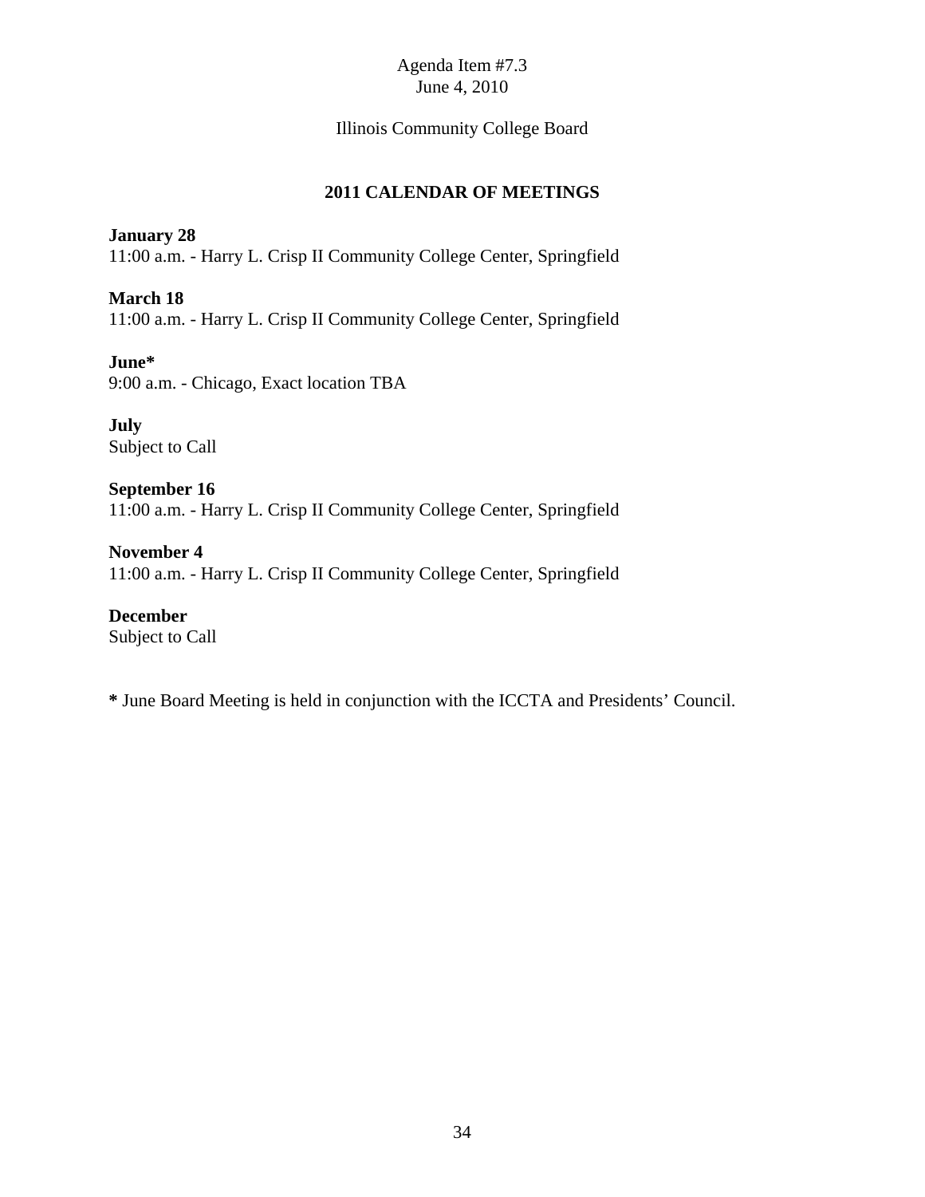Agenda Item #7.3
June 4, 2010

Illinois Community College Board

## 2011 CALENDAR OF MEETINGS

**January 28**
11:00 a.m. - Harry L. Crisp II Community College Center, Springfield

**March 18**
11:00 a.m. - Harry L. Crisp II Community College Center, Springfield

**June***
9:00 a.m. - Chicago, Exact location TBA

**July**
Subject to Call

**September 16**
11:00 a.m. - Harry L. Crisp II Community College Center, Springfield

**November 4**
11:00 a.m. - Harry L. Crisp II Community College Center, Springfield

**December**
Subject to Call

**\*** June Board Meeting is held in conjunction with the ICCTA and Presidents' Council.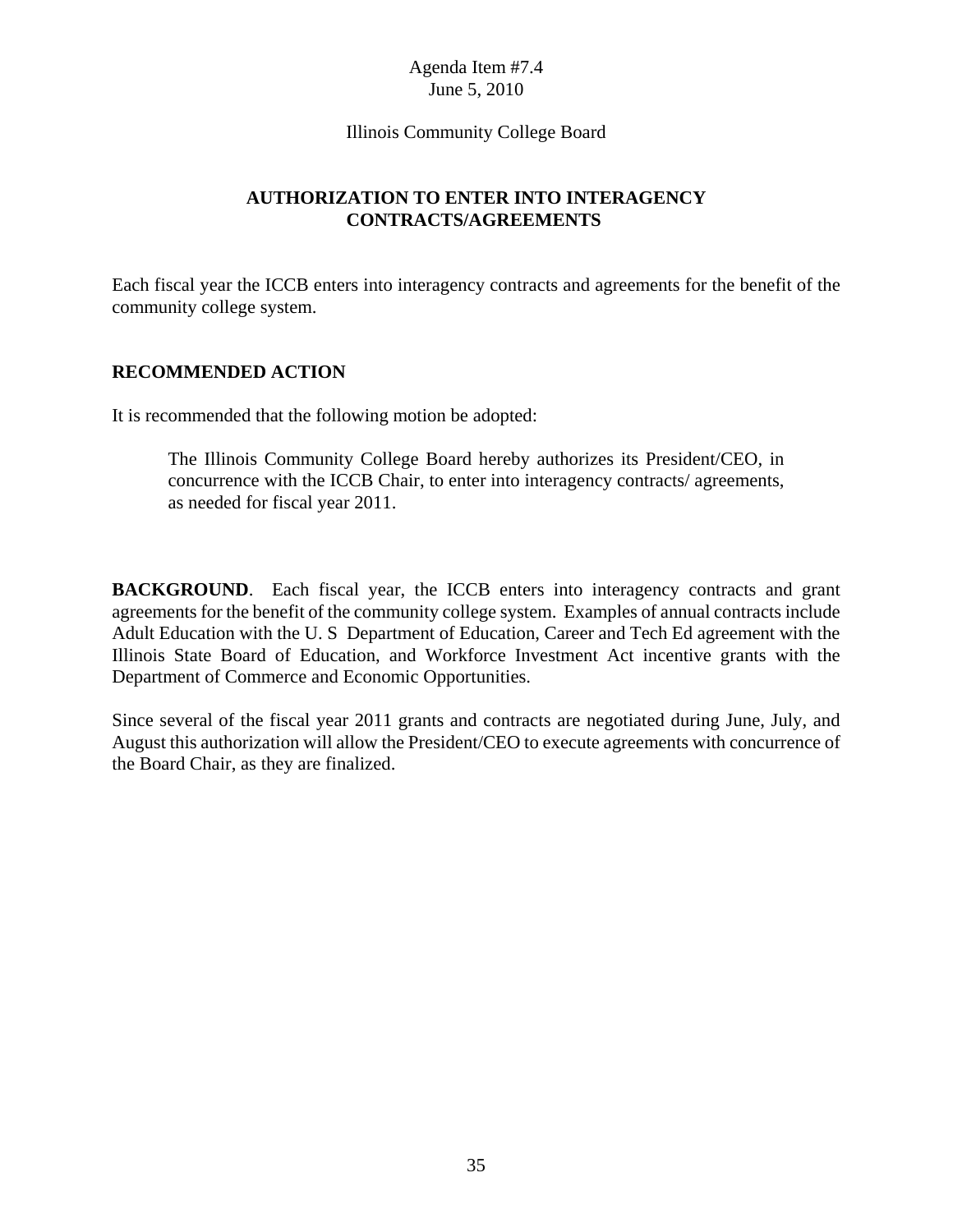Agenda Item #7.4
June 5, 2010

Illinois Community College Board

## AUTHORIZATION TO ENTER INTO INTERAGENCY CONTRACTS/AGREEMENTS

Each fiscal year the ICCB enters into interagency contracts and agreements for the benefit of the community college system.

### RECOMMENDED ACTION

It is recommended that the following motion be adopted:

> The Illinois Community College Board hereby authorizes its President/CEO, in concurrence with the ICCB Chair, to enter into interagency contracts/ agreements, as needed for fiscal year 2011.

**BACKGROUND**. Each fiscal year, the ICCB enters into interagency contracts and grant agreements for the benefit of the community college system. Examples of annual contracts include Adult Education with the U. S Department of Education, Career and Tech Ed agreement with the Illinois State Board of Education, and Workforce Investment Act incentive grants with the Department of Commerce and Economic Opportunities.

Since several of the fiscal year 2011 grants and contracts are negotiated during June, July, and August this authorization will allow the President/CEO to execute agreements with concurrence of the Board Chair, as they are finalized.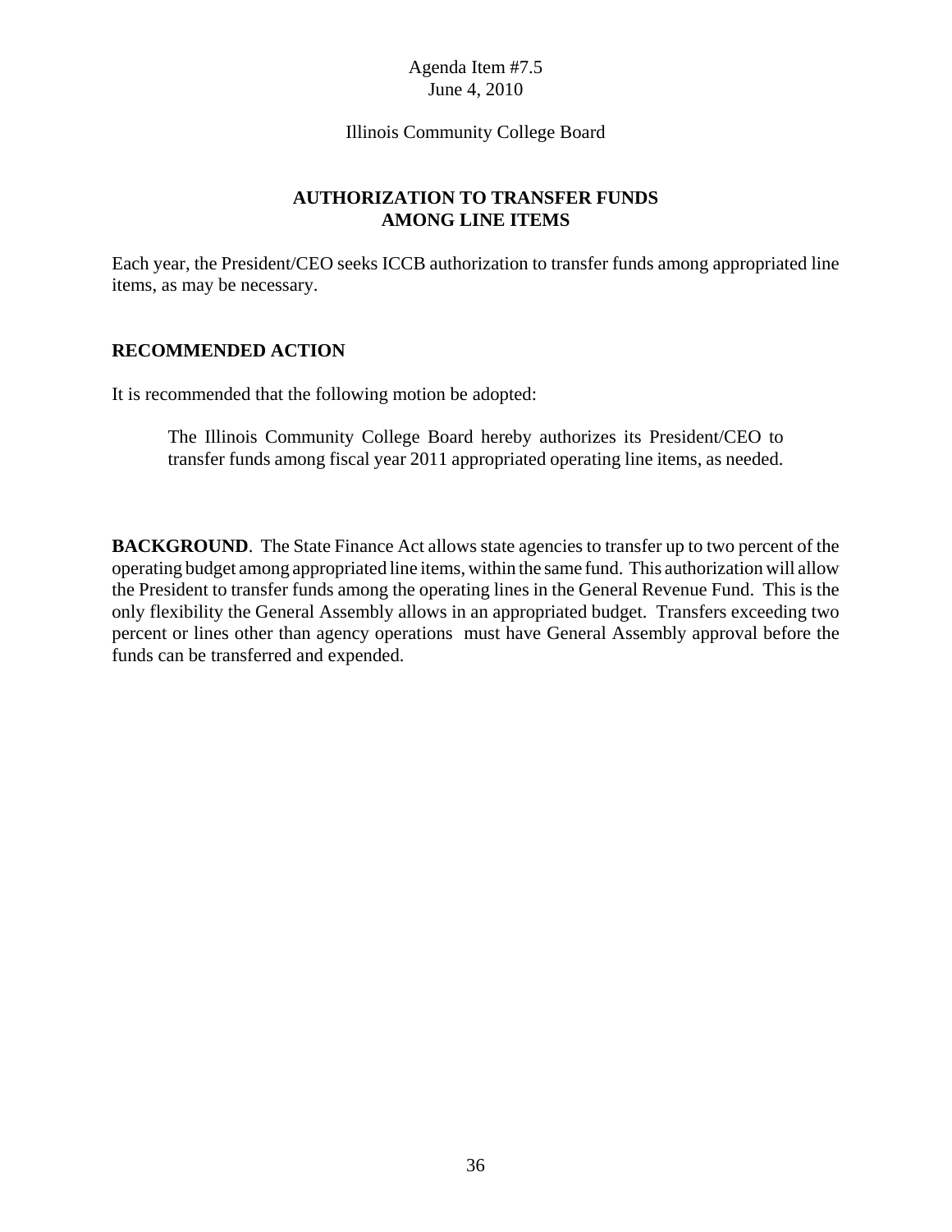Agenda Item #7.5
June 4, 2010

Illinois Community College Board

## AUTHORIZATION TO TRANSFER FUNDS AMONG LINE ITEMS

Each year, the President/CEO seeks ICCB authorization to transfer funds among appropriated line items, as may be necessary.

### RECOMMENDED ACTION

It is recommended that the following motion be adopted:

> The Illinois Community College Board hereby authorizes its President/CEO to transfer funds among fiscal year 2011 appropriated operating line items, as needed.

**BACKGROUND**. The State Finance Act allows state agencies to transfer up to two percent of the operating budget among appropriated line items, within the same fund. This authorization will allow the President to transfer funds among the operating lines in the General Revenue Fund. This is the only flexibility the General Assembly allows in an appropriated budget. Transfers exceeding two percent or lines other than agency operations must have General Assembly approval before the funds can be transferred and expended.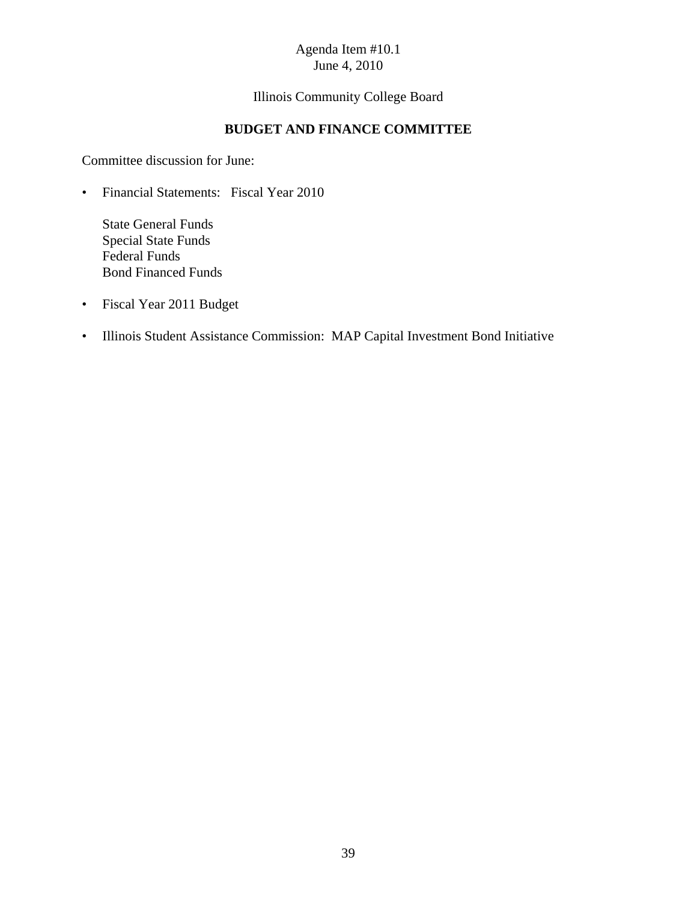Agenda Item #10.1
June 4, 2010

Illinois Community College Board

## BUDGET AND FINANCE COMMITTEE

Committee discussion for June:

- Financial Statements: Fiscal Year 2010

  State General Funds
  Special State Funds
  Federal Funds
  Bond Financed Funds

- Fiscal Year 2011 Budget

- Illinois Student Assistance Commission: MAP Capital Investment Bond Initiative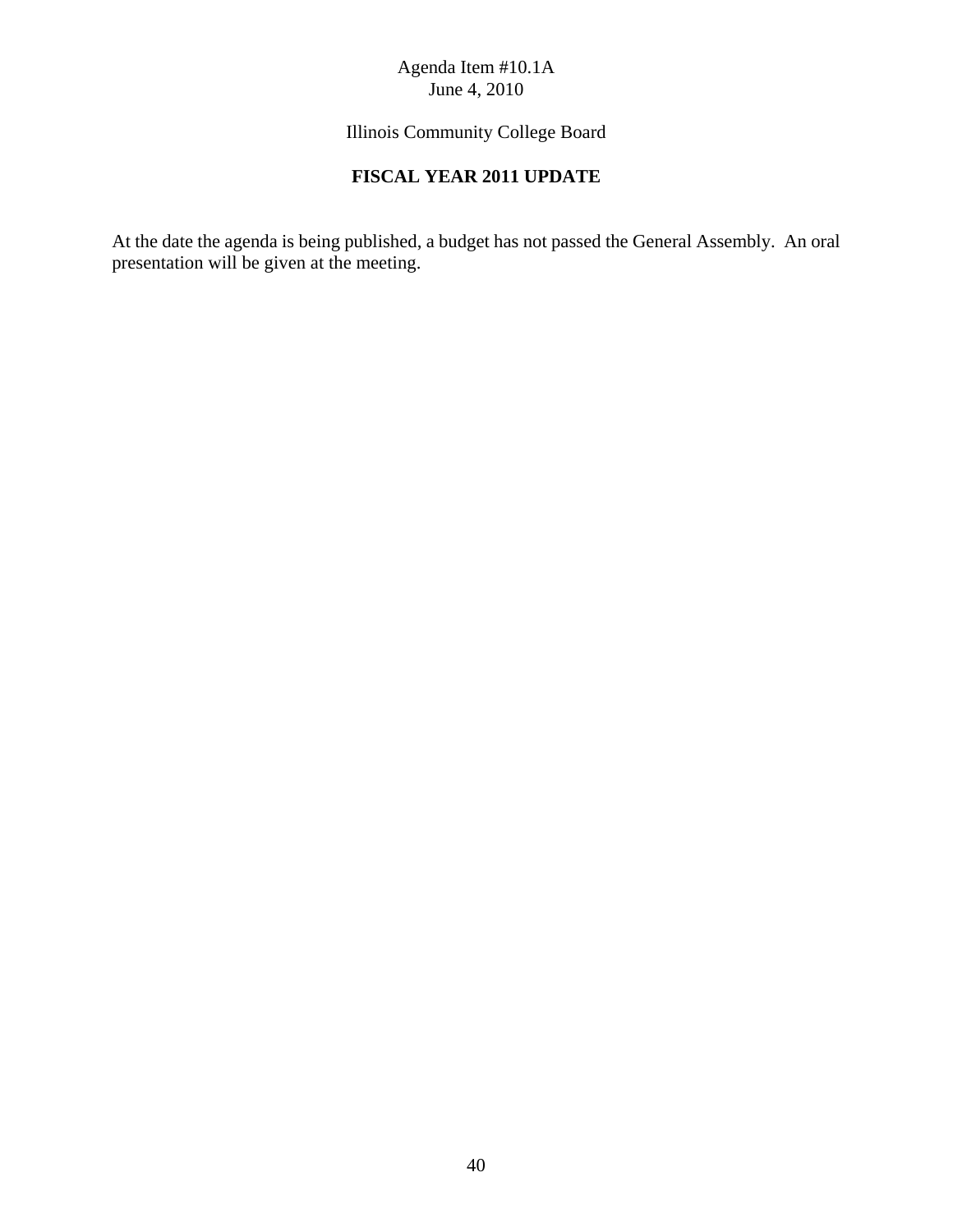Agenda Item #10.1A
June 4, 2010

Illinois Community College Board

## FISCAL YEAR 2011 UPDATE

At the date the agenda is being published, a budget has not passed the General Assembly. An oral presentation will be given at the meeting.